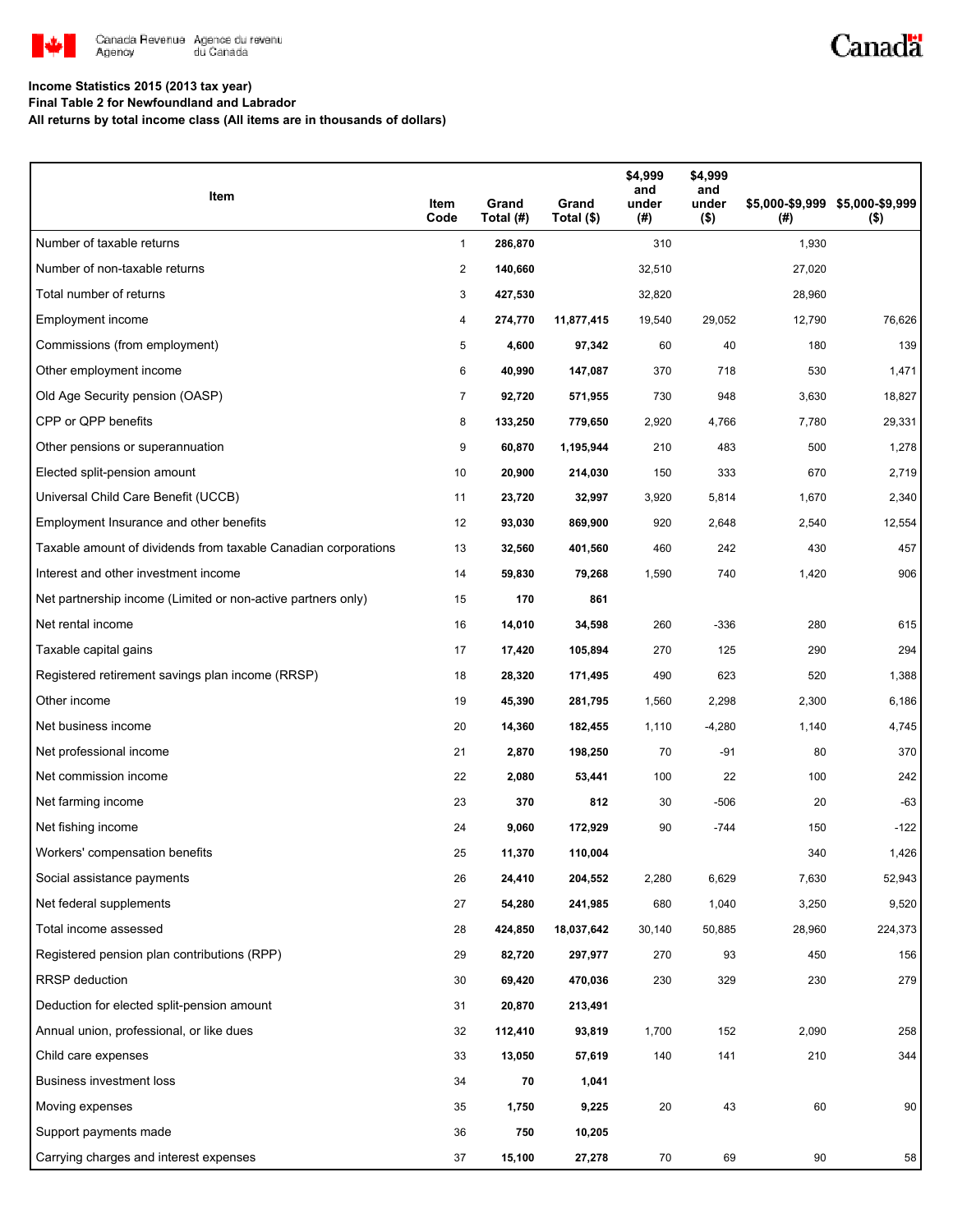Canada Revenue Agency / Agence du revenu du Canada

**Income Statistics 2015 (2013 tax year)**
**Final Table 2 for Newfoundland and Labrador**
**All returns by total income class (All items are in thousands of dollars)**

| Item | Item Code | Grand Total (#) | Grand Total ($) | $4,999 and under (#) | $4,999 and under ($) | $5,000-$9,999 (#) | $5,000-$9,999 ($) |
|---|---|---|---|---|---|---|---|
| Number of taxable returns | 1 | **286,870** | | 310 | | 1,930 | |
| Number of non-taxable returns | 2 | **140,660** | | 32,510 | | 27,020 | |
| Total number of returns | 3 | **427,530** | | 32,820 | | 28,960 | |
| Employment income | 4 | **274,770** | **11,877,415** | 19,540 | 29,052 | 12,790 | 76,626 |
| Commissions (from employment) | 5 | **4,600** | **97,342** | 60 | 40 | 180 | 139 |
| Other employment income | 6 | **40,990** | **147,087** | 370 | 718 | 530 | 1,471 |
| Old Age Security pension (OASP) | 7 | **92,720** | **571,955** | 730 | 948 | 3,630 | 18,827 |
| CPP or QPP benefits | 8 | **133,250** | **779,650** | 2,920 | 4,766 | 7,780 | 29,331 |
| Other pensions or superannuation | 9 | **60,870** | **1,195,944** | 210 | 483 | 500 | 1,278 |
| Elected split-pension amount | 10 | **20,900** | **214,030** | 150 | 333 | 670 | 2,719 |
| Universal Child Care Benefit (UCCB) | 11 | **23,720** | **32,997** | 3,920 | 5,814 | 1,670 | 2,340 |
| Employment Insurance and other benefits | 12 | **93,030** | **869,900** | 920 | 2,648 | 2,540 | 12,554 |
| Taxable amount of dividends from taxable Canadian corporations | 13 | **32,560** | **401,560** | 460 | 242 | 430 | 457 |
| Interest and other investment income | 14 | **59,830** | **79,268** | 1,590 | 740 | 1,420 | 906 |
| Net partnership income (Limited or non-active partners only) | 15 | **170** | **861** | | | | |
| Net rental income | 16 | **14,010** | **34,598** | 260 | -336 | 280 | 615 |
| Taxable capital gains | 17 | **17,420** | **105,894** | 270 | 125 | 290 | 294 |
| Registered retirement savings plan income (RRSP) | 18 | **28,320** | **171,495** | 490 | 623 | 520 | 1,388 |
| Other income | 19 | **45,390** | **281,795** | 1,560 | 2,298 | 2,300 | 6,186 |
| Net business income | 20 | **14,360** | **182,455** | 1,110 | -4,280 | 1,140 | 4,745 |
| Net professional income | 21 | **2,870** | **198,250** | 70 | -91 | 80 | 370 |
| Net commission income | 22 | **2,080** | **53,441** | 100 | 22 | 100 | 242 |
| Net farming income | 23 | **370** | **812** | 30 | -506 | 20 | -63 |
| Net fishing income | 24 | **9,060** | **172,929** | 90 | -744 | 150 | -122 |
| Workers' compensation benefits | 25 | **11,370** | **110,004** | | | 340 | 1,426 |
| Social assistance payments | 26 | **24,410** | **204,552** | 2,280 | 6,629 | 7,630 | 52,943 |
| Net federal supplements | 27 | **54,280** | **241,985** | 680 | 1,040 | 3,250 | 9,520 |
| Total income assessed | 28 | **424,850** | **18,037,642** | 30,140 | 50,885 | 28,960 | 224,373 |
| Registered pension plan contributions (RPP) | 29 | **82,720** | **297,977** | 270 | 93 | 450 | 156 |
| RRSP deduction | 30 | **69,420** | **470,036** | 230 | 329 | 230 | 279 |
| Deduction for elected split-pension amount | 31 | **20,870** | **213,491** | | | | |
| Annual union, professional, or like dues | 32 | **112,410** | **93,819** | 1,700 | 152 | 2,090 | 258 |
| Child care expenses | 33 | **13,050** | **57,619** | 140 | 141 | 210 | 344 |
| Business investment loss | 34 | **70** | **1,041** | | | | |
| Moving expenses | 35 | **1,750** | **9,225** | 20 | 43 | 60 | 90 |
| Support payments made | 36 | **750** | **10,205** | | | | |
| Carrying charges and interest expenses | 37 | **15,100** | **27,278** | 70 | 69 | 90 | 58 |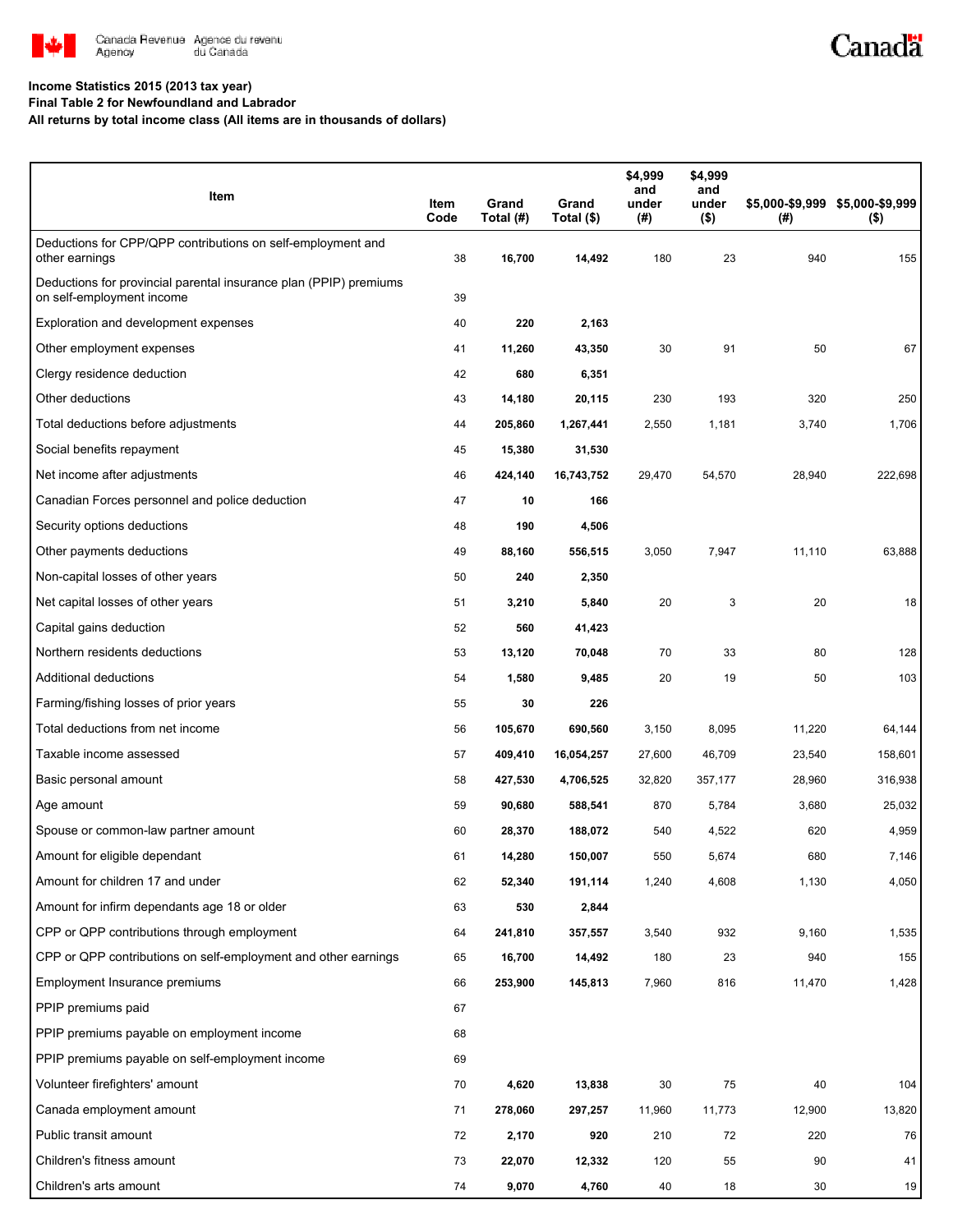**Income Statistics 2015 (2013 tax year)**
**Final Table 2 for Newfoundland and Labrador**
**All returns by total income class (All items are in thousands of dollars)**

| Item | Item Code | Grand Total (#) | Grand Total ($) | $4,999 and under (#) | $4,999 and under ($) | $5,000-$9,999 (#) | $5,000-$9,999 ($) |
|---|---|---|---|---|---|---|---|
| Deductions for CPP/QPP contributions on self-employment and other earnings | 38 | **16,700** | **14,492** | 180 | 23 | 940 | 155 |
| Deductions for provincial parental insurance plan (PPIP) premiums on self-employment income | 39 | | | | | | |
| Exploration and development expenses | 40 | **220** | **2,163** | | | | |
| Other employment expenses | 41 | **11,260** | **43,350** | 30 | 91 | 50 | 67 |
| Clergy residence deduction | 42 | **680** | **6,351** | | | | |
| Other deductions | 43 | **14,180** | **20,115** | 230 | 193 | 320 | 250 |
| Total deductions before adjustments | 44 | **205,860** | **1,267,441** | 2,550 | 1,181 | 3,740 | 1,706 |
| Social benefits repayment | 45 | **15,380** | **31,530** | | | | |
| Net income after adjustments | 46 | **424,140** | **16,743,752** | 29,470 | 54,570 | 28,940 | 222,698 |
| Canadian Forces personnel and police deduction | 47 | **10** | **166** | | | | |
| Security options deductions | 48 | **190** | **4,506** | | | | |
| Other payments deductions | 49 | **88,160** | **556,515** | 3,050 | 7,947 | 11,110 | 63,888 |
| Non-capital losses of other years | 50 | **240** | **2,350** | | | | |
| Net capital losses of other years | 51 | **3,210** | **5,840** | 20 | 3 | 20 | 18 |
| Capital gains deduction | 52 | **560** | **41,423** | | | | |
| Northern residents deductions | 53 | **13,120** | **70,048** | 70 | 33 | 80 | 128 |
| Additional deductions | 54 | **1,580** | **9,485** | 20 | 19 | 50 | 103 |
| Farming/fishing losses of prior years | 55 | **30** | **226** | | | | |
| Total deductions from net income | 56 | **105,670** | **690,560** | 3,150 | 8,095 | 11,220 | 64,144 |
| Taxable income assessed | 57 | **409,410** | **16,054,257** | 27,600 | 46,709 | 23,540 | 158,601 |
| Basic personal amount | 58 | **427,530** | **4,706,525** | 32,820 | 357,177 | 28,960 | 316,938 |
| Age amount | 59 | **90,680** | **588,541** | 870 | 5,784 | 3,680 | 25,032 |
| Spouse or common-law partner amount | 60 | **28,370** | **188,072** | 540 | 4,522 | 620 | 4,959 |
| Amount for eligible dependant | 61 | **14,280** | **150,007** | 550 | 5,674 | 680 | 7,146 |
| Amount for children 17 and under | 62 | **52,340** | **191,114** | 1,240 | 4,608 | 1,130 | 4,050 |
| Amount for infirm dependants age 18 or older | 63 | **530** | **2,844** | | | | |
| CPP or QPP contributions through employment | 64 | **241,810** | **357,557** | 3,540 | 932 | 9,160 | 1,535 |
| CPP or QPP contributions on self-employment and other earnings | 65 | **16,700** | **14,492** | 180 | 23 | 940 | 155 |
| Employment Insurance premiums | 66 | **253,900** | **145,813** | 7,960 | 816 | 11,470 | 1,428 |
| PPIP premiums paid | 67 | | | | | | |
| PPIP premiums payable on employment income | 68 | | | | | | |
| PPIP premiums payable on self-employment income | 69 | | | | | | |
| Volunteer firefighters' amount | 70 | **4,620** | **13,838** | 30 | 75 | 40 | 104 |
| Canada employment amount | 71 | **278,060** | **297,257** | 11,960 | 11,773 | 12,900 | 13,820 |
| Public transit amount | 72 | **2,170** | **920** | 210 | 72 | 220 | 76 |
| Children's fitness amount | 73 | **22,070** | **12,332** | 120 | 55 | 90 | 41 |
| Children's arts amount | 74 | **9,070** | **4,760** | 40 | 18 | 30 | 19 |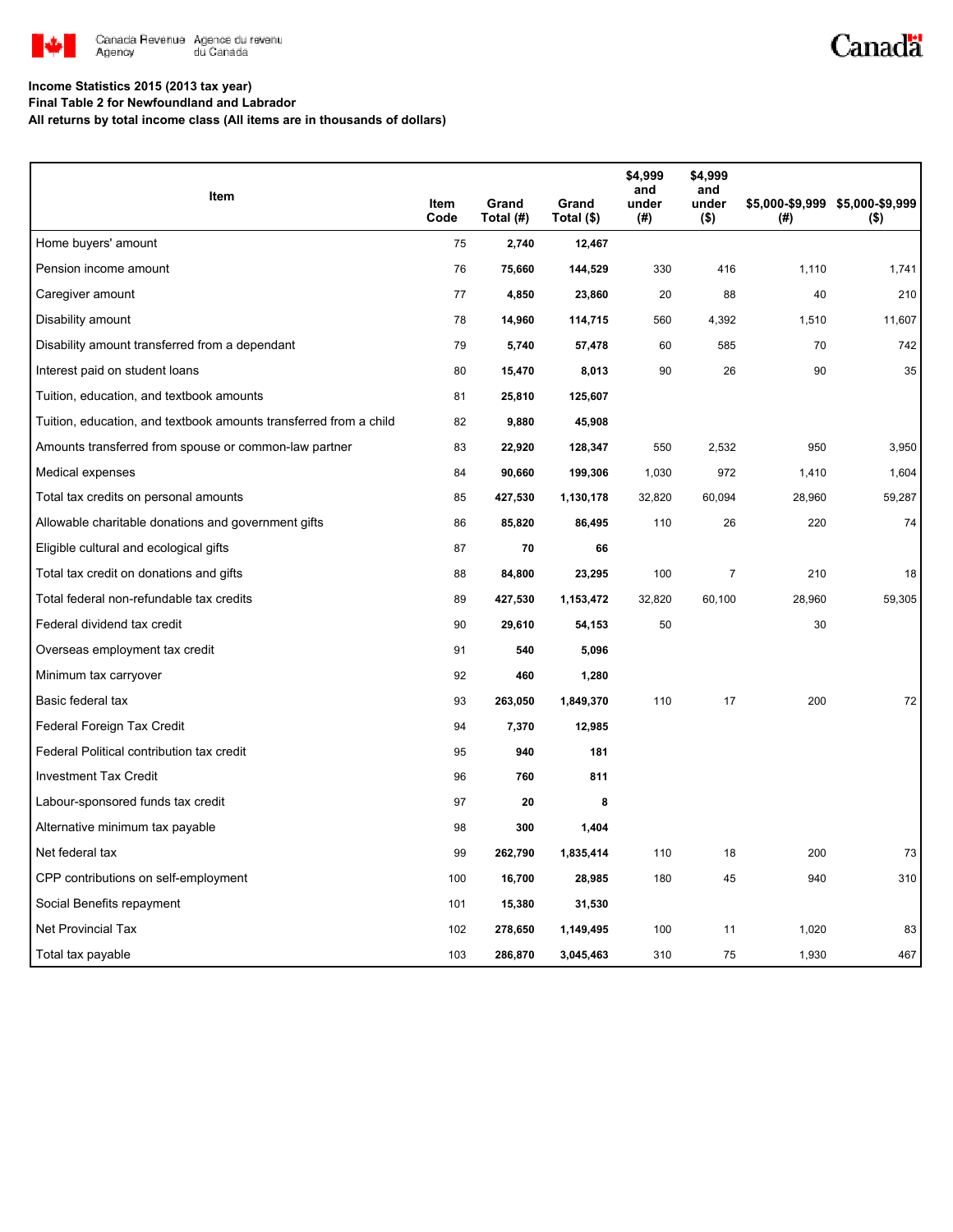**Income Statistics 2015 (2013 tax year)**

**Final Table 2 for Newfoundland and Labrador**

**All returns by total income class (All items are in thousands of dollars)**

| Item | Item Code | Grand Total (#) | Grand Total ($) | $4,999 and under (#) | $4,999 and under ($) | $5,000-$9,999 (#) | $5,000-$9,999 ($) |
|---|---|---|---|---|---|---|---|
| Home buyers' amount | 75 | **2,740** | **12,467** | | | | |
| Pension income amount | 76 | **75,660** | **144,529** | 330 | 416 | 1,110 | 1,741 |
| Caregiver amount | 77 | **4,850** | **23,860** | 20 | 88 | 40 | 210 |
| Disability amount | 78 | **14,960** | **114,715** | 560 | 4,392 | 1,510 | 11,607 |
| Disability amount transferred from a dependant | 79 | **5,740** | **57,478** | 60 | 585 | 70 | 742 |
| Interest paid on student loans | 80 | **15,470** | **8,013** | 90 | 26 | 90 | 35 |
| Tuition, education, and textbook amounts | 81 | **25,810** | **125,607** | | | | |
| Tuition, education, and textbook amounts transferred from a child | 82 | **9,880** | **45,908** | | | | |
| Amounts transferred from spouse or common-law partner | 83 | **22,920** | **128,347** | 550 | 2,532 | 950 | 3,950 |
| Medical expenses | 84 | **90,660** | **199,306** | 1,030 | 972 | 1,410 | 1,604 |
| Total tax credits on personal amounts | 85 | **427,530** | **1,130,178** | 32,820 | 60,094 | 28,960 | 59,287 |
| Allowable charitable donations and government gifts | 86 | **85,820** | **86,495** | 110 | 26 | 220 | 74 |
| Eligible cultural and ecological gifts | 87 | **70** | **66** | | | | |
| Total tax credit on donations and gifts | 88 | **84,800** | **23,295** | 100 | 7 | 210 | 18 |
| Total federal non-refundable tax credits | 89 | **427,530** | **1,153,472** | 32,820 | 60,100 | 28,960 | 59,305 |
| Federal dividend tax credit | 90 | **29,610** | **54,153** | 50 | | 30 | |
| Overseas employment tax credit | 91 | **540** | **5,096** | | | | |
| Minimum tax carryover | 92 | **460** | **1,280** | | | | |
| Basic federal tax | 93 | **263,050** | **1,849,370** | 110 | 17 | 200 | 72 |
| Federal Foreign Tax Credit | 94 | **7,370** | **12,985** | | | | |
| Federal Political contribution tax credit | 95 | **940** | **181** | | | | |
| Investment Tax Credit | 96 | **760** | **811** | | | | |
| Labour-sponsored funds tax credit | 97 | **20** | **8** | | | | |
| Alternative minimum tax payable | 98 | **300** | **1,404** | | | | |
| Net federal tax | 99 | **262,790** | **1,835,414** | 110 | 18 | 200 | 73 |
| CPP contributions on self-employment | 100 | **16,700** | **28,985** | 180 | 45 | 940 | 310 |
| Social Benefits repayment | 101 | **15,380** | **31,530** | | | | |
| Net Provincial Tax | 102 | **278,650** | **1,149,495** | 100 | 11 | 1,020 | 83 |
| Total tax payable | 103 | **286,870** | **3,045,463** | 310 | 75 | 1,930 | 467 |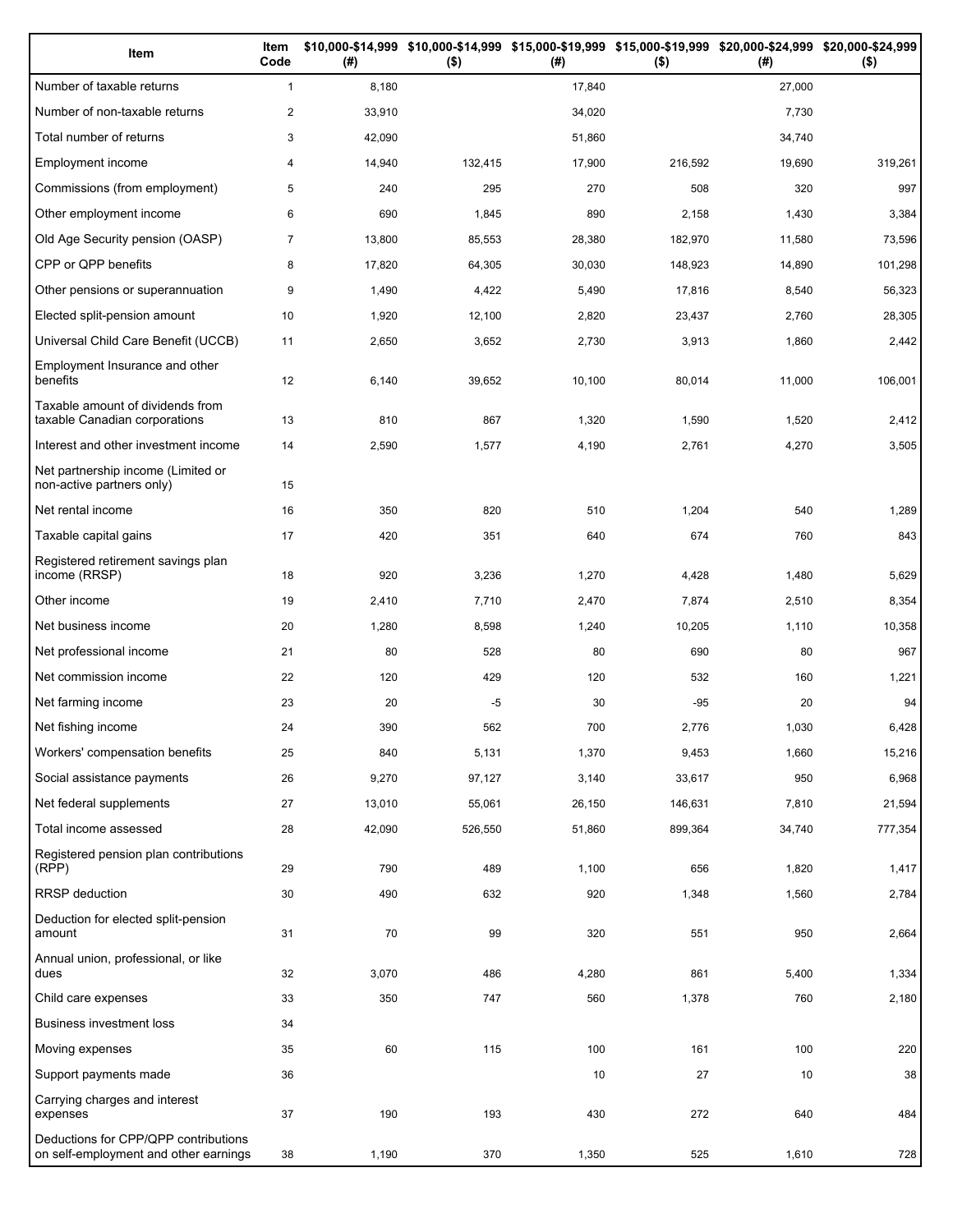| Item | Item Code | $10,000-$14,999 (#) | $10,000-$14,999 ($) | $15,000-$19,999 (#) | $15,000-$19,999 ($) | $20,000-$24,999 (#) | $20,000-$24,999 ($) |
|---|---|---|---|---|---|---|---|
| Number of taxable returns | 1 | 8,180 | | 17,840 | | 27,000 | |
| Number of non-taxable returns | 2 | 33,910 | | 34,020 | | 7,730 | |
| Total number of returns | 3 | 42,090 | | 51,860 | | 34,740 | |
| Employment income | 4 | 14,940 | 132,415 | 17,900 | 216,592 | 19,690 | 319,261 |
| Commissions (from employment) | 5 | 240 | 295 | 270 | 508 | 320 | 997 |
| Other employment income | 6 | 690 | 1,845 | 890 | 2,158 | 1,430 | 3,384 |
| Old Age Security pension (OASP) | 7 | 13,800 | 85,553 | 28,380 | 182,970 | 11,580 | 73,596 |
| CPP or QPP benefits | 8 | 17,820 | 64,305 | 30,030 | 148,923 | 14,890 | 101,298 |
| Other pensions or superannuation | 9 | 1,490 | 4,422 | 5,490 | 17,816 | 8,540 | 56,323 |
| Elected split-pension amount | 10 | 1,920 | 12,100 | 2,820 | 23,437 | 2,760 | 28,305 |
| Universal Child Care Benefit (UCCB) | 11 | 2,650 | 3,652 | 2,730 | 3,913 | 1,860 | 2,442 |
| Employment Insurance and other benefits | 12 | 6,140 | 39,652 | 10,100 | 80,014 | 11,000 | 106,001 |
| Taxable amount of dividends from taxable Canadian corporations | 13 | 810 | 867 | 1,320 | 1,590 | 1,520 | 2,412 |
| Interest and other investment income | 14 | 2,590 | 1,577 | 4,190 | 2,761 | 4,270 | 3,505 |
| Net partnership income (Limited or non-active partners only) | 15 | | | | | | |
| Net rental income | 16 | 350 | 820 | 510 | 1,204 | 540 | 1,289 |
| Taxable capital gains | 17 | 420 | 351 | 640 | 674 | 760 | 843 |
| Registered retirement savings plan income (RRSP) | 18 | 920 | 3,236 | 1,270 | 4,428 | 1,480 | 5,629 |
| Other income | 19 | 2,410 | 7,710 | 2,470 | 7,874 | 2,510 | 8,354 |
| Net business income | 20 | 1,280 | 8,598 | 1,240 | 10,205 | 1,110 | 10,358 |
| Net professional income | 21 | 80 | 528 | 80 | 690 | 80 | 967 |
| Net commission income | 22 | 120 | 429 | 120 | 532 | 160 | 1,221 |
| Net farming income | 23 | 20 | -5 | 30 | -95 | 20 | 94 |
| Net fishing income | 24 | 390 | 562 | 700 | 2,776 | 1,030 | 6,428 |
| Workers' compensation benefits | 25 | 840 | 5,131 | 1,370 | 9,453 | 1,660 | 15,216 |
| Social assistance payments | 26 | 9,270 | 97,127 | 3,140 | 33,617 | 950 | 6,968 |
| Net federal supplements | 27 | 13,010 | 55,061 | 26,150 | 146,631 | 7,810 | 21,594 |
| Total income assessed | 28 | 42,090 | 526,550 | 51,860 | 899,364 | 34,740 | 777,354 |
| Registered pension plan contributions (RPP) | 29 | 790 | 489 | 1,100 | 656 | 1,820 | 1,417 |
| RRSP deduction | 30 | 490 | 632 | 920 | 1,348 | 1,560 | 2,784 |
| Deduction for elected split-pension amount | 31 | 70 | 99 | 320 | 551 | 950 | 2,664 |
| Annual union, professional, or like dues | 32 | 3,070 | 486 | 4,280 | 861 | 5,400 | 1,334 |
| Child care expenses | 33 | 350 | 747 | 560 | 1,378 | 760 | 2,180 |
| Business investment loss | 34 | | | | | | |
| Moving expenses | 35 | 60 | 115 | 100 | 161 | 100 | 220 |
| Support payments made | 36 | | | 10 | 27 | 10 | 38 |
| Carrying charges and interest expenses | 37 | 190 | 193 | 430 | 272 | 640 | 484 |
| Deductions for CPP/QPP contributions on self-employment and other earnings | 38 | 1,190 | 370 | 1,350 | 525 | 1,610 | 728 |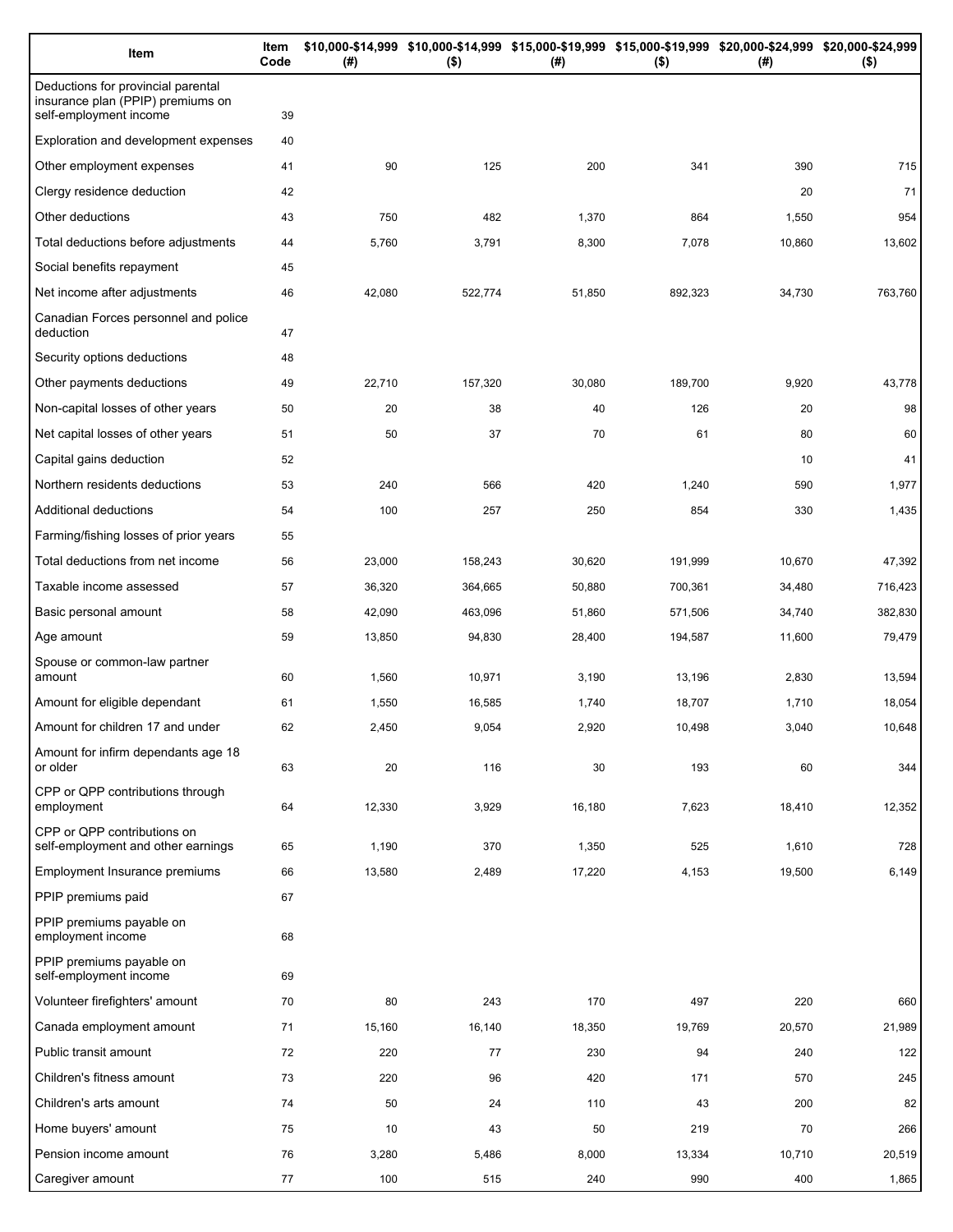| Item | Item Code | $10,000-$14,999 (#) | $10,000-$14,999 ($) | $15,000-$19,999 (#) | $15,000-$19,999 ($) | $20,000-$24,999 (#) | $20,000-$24,999 ($) |
|---|---|---|---|---|---|---|---|
| Deductions for provincial parental insurance plan (PPIP) premiums on self-employment income | 39 | | | | | | |
| Exploration and development expenses | 40 | | | | | | |
| Other employment expenses | 41 | 90 | 125 | 200 | 341 | 390 | 715 |
| Clergy residence deduction | 42 | | | | | 20 | 71 |
| Other deductions | 43 | 750 | 482 | 1,370 | 864 | 1,550 | 954 |
| Total deductions before adjustments | 44 | 5,760 | 3,791 | 8,300 | 7,078 | 10,860 | 13,602 |
| Social benefits repayment | 45 | | | | | | |
| Net income after adjustments | 46 | 42,080 | 522,774 | 51,850 | 892,323 | 34,730 | 763,760 |
| Canadian Forces personnel and police deduction | 47 | | | | | | |
| Security options deductions | 48 | | | | | | |
| Other payments deductions | 49 | 22,710 | 157,320 | 30,080 | 189,700 | 9,920 | 43,778 |
| Non-capital losses of other years | 50 | 20 | 38 | 40 | 126 | 20 | 98 |
| Net capital losses of other years | 51 | 50 | 37 | 70 | 61 | 80 | 60 |
| Capital gains deduction | 52 | | | | | 10 | 41 |
| Northern residents deductions | 53 | 240 | 566 | 420 | 1,240 | 590 | 1,977 |
| Additional deductions | 54 | 100 | 257 | 250 | 854 | 330 | 1,435 |
| Farming/fishing losses of prior years | 55 | | | | | | |
| Total deductions from net income | 56 | 23,000 | 158,243 | 30,620 | 191,999 | 10,670 | 47,392 |
| Taxable income assessed | 57 | 36,320 | 364,665 | 50,880 | 700,361 | 34,480 | 716,423 |
| Basic personal amount | 58 | 42,090 | 463,096 | 51,860 | 571,506 | 34,740 | 382,830 |
| Age amount | 59 | 13,850 | 94,830 | 28,400 | 194,587 | 11,600 | 79,479 |
| Spouse or common-law partner amount | 60 | 1,560 | 10,971 | 3,190 | 13,196 | 2,830 | 13,594 |
| Amount for eligible dependant | 61 | 1,550 | 16,585 | 1,740 | 18,707 | 1,710 | 18,054 |
| Amount for children 17 and under | 62 | 2,450 | 9,054 | 2,920 | 10,498 | 3,040 | 10,648 |
| Amount for infirm dependants age 18 or older | 63 | 20 | 116 | 30 | 193 | 60 | 344 |
| CPP or QPP contributions through employment | 64 | 12,330 | 3,929 | 16,180 | 7,623 | 18,410 | 12,352 |
| CPP or QPP contributions on self-employment and other earnings | 65 | 1,190 | 370 | 1,350 | 525 | 1,610 | 728 |
| Employment Insurance premiums | 66 | 13,580 | 2,489 | 17,220 | 4,153 | 19,500 | 6,149 |
| PPIP premiums paid | 67 | | | | | | |
| PPIP premiums payable on employment income | 68 | | | | | | |
| PPIP premiums payable on self-employment income | 69 | | | | | | |
| Volunteer firefighters' amount | 70 | 80 | 243 | 170 | 497 | 220 | 660 |
| Canada employment amount | 71 | 15,160 | 16,140 | 18,350 | 19,769 | 20,570 | 21,989 |
| Public transit amount | 72 | 220 | 77 | 230 | 94 | 240 | 122 |
| Children's fitness amount | 73 | 220 | 96 | 420 | 171 | 570 | 245 |
| Children's arts amount | 74 | 50 | 24 | 110 | 43 | 200 | 82 |
| Home buyers' amount | 75 | 10 | 43 | 50 | 219 | 70 | 266 |
| Pension income amount | 76 | 3,280 | 5,486 | 8,000 | 13,334 | 10,710 | 20,519 |
| Caregiver amount | 77 | 100 | 515 | 240 | 990 | 400 | 1,865 |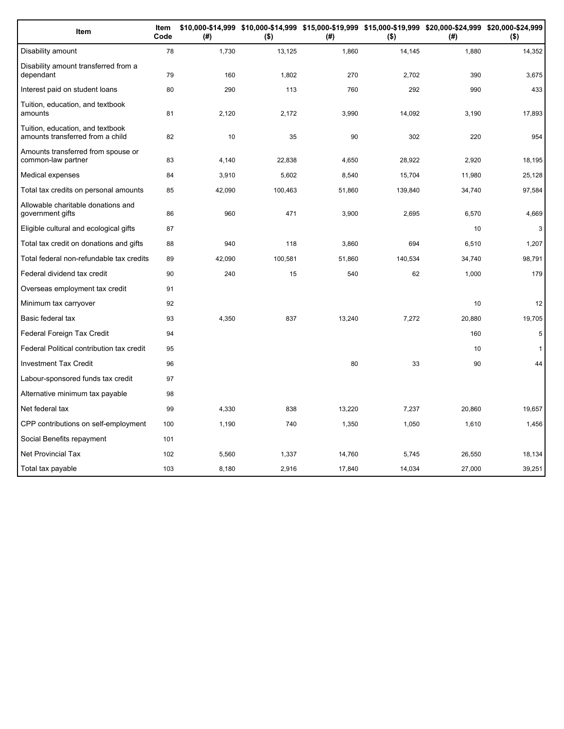| Item | Item Code | $10,000-$14,999 (#) | $10,000-$14,999 ($) | $15,000-$19,999 (#) | $15,000-$19,999 ($) | $20,000-$24,999 (#) | $20,000-$24,999 ($) |
|---|---|---|---|---|---|---|---|
| Disability amount | 78 | 1,730 | 13,125 | 1,860 | 14,145 | 1,880 | 14,352 |
| Disability amount transferred from a dependant | 79 | 160 | 1,802 | 270 | 2,702 | 390 | 3,675 |
| Interest paid on student loans | 80 | 290 | 113 | 760 | 292 | 990 | 433 |
| Tuition, education, and textbook amounts | 81 | 2,120 | 2,172 | 3,990 | 14,092 | 3,190 | 17,893 |
| Tuition, education, and textbook amounts transferred from a child | 82 | 10 | 35 | 90 | 302 | 220 | 954 |
| Amounts transferred from spouse or common-law partner | 83 | 4,140 | 22,838 | 4,650 | 28,922 | 2,920 | 18,195 |
| Medical expenses | 84 | 3,910 | 5,602 | 8,540 | 15,704 | 11,980 | 25,128 |
| Total tax credits on personal amounts | 85 | 42,090 | 100,463 | 51,860 | 139,840 | 34,740 | 97,584 |
| Allowable charitable donations and government gifts | 86 | 960 | 471 | 3,900 | 2,695 | 6,570 | 4,669 |
| Eligible cultural and ecological gifts | 87 | | | | | 10 | 3 |
| Total tax credit on donations and gifts | 88 | 940 | 118 | 3,860 | 694 | 6,510 | 1,207 |
| Total federal non-refundable tax credits | 89 | 42,090 | 100,581 | 51,860 | 140,534 | 34,740 | 98,791 |
| Federal dividend tax credit | 90 | 240 | 15 | 540 | 62 | 1,000 | 179 |
| Overseas employment tax credit | 91 | | | | | | |
| Minimum tax carryover | 92 | | | | | 10 | 12 |
| Basic federal tax | 93 | 4,350 | 837 | 13,240 | 7,272 | 20,880 | 19,705 |
| Federal Foreign Tax Credit | 94 | | | | | 160 | 5 |
| Federal Political contribution tax credit | 95 | | | | | 10 | 1 |
| Investment Tax Credit | 96 | | | 80 | 33 | 90 | 44 |
| Labour-sponsored funds tax credit | 97 | | | | | | |
| Alternative minimum tax payable | 98 | | | | | | |
| Net federal tax | 99 | 4,330 | 838 | 13,220 | 7,237 | 20,860 | 19,657 |
| CPP contributions on self-employment | 100 | 1,190 | 740 | 1,350 | 1,050 | 1,610 | 1,456 |
| Social Benefits repayment | 101 | | | | | | |
| Net Provincial Tax | 102 | 5,560 | 1,337 | 14,760 | 5,745 | 26,550 | 18,134 |
| Total tax payable | 103 | 8,180 | 2,916 | 17,840 | 14,034 | 27,000 | 39,251 |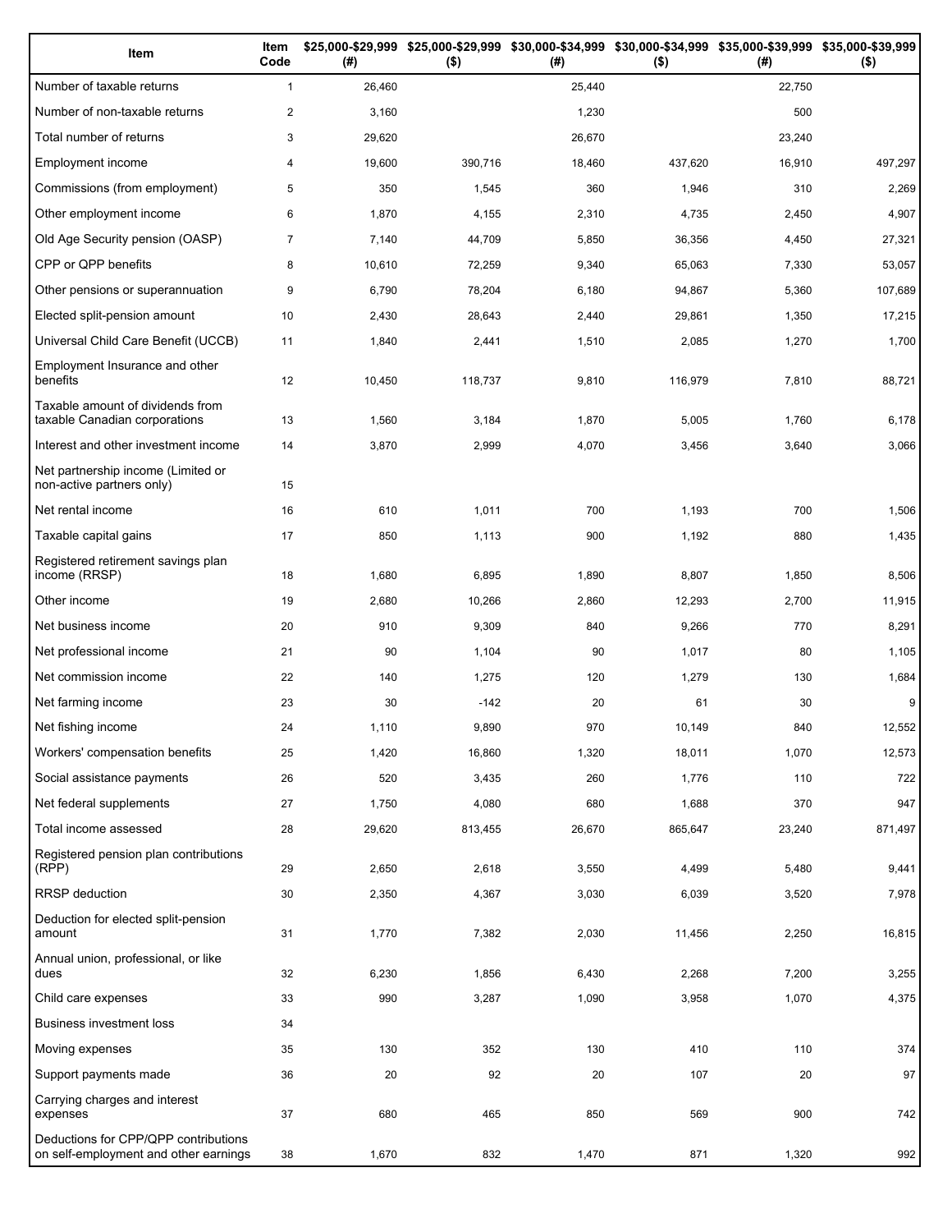| Item | Item Code | $25,000-$29,999 (#) | $25,000-$29,999 ($) | $30,000-$34,999 (#) | $30,000-$34,999 ($) | $35,000-$39,999 (#) | $35,000-$39,999 ($) |
|---|---|---|---|---|---|---|---|
| Number of taxable returns | 1 | 26,460 | | 25,440 | | 22,750 | |
| Number of non-taxable returns | 2 | 3,160 | | 1,230 | | 500 | |
| Total number of returns | 3 | 29,620 | | 26,670 | | 23,240 | |
| Employment income | 4 | 19,600 | 390,716 | 18,460 | 437,620 | 16,910 | 497,297 |
| Commissions (from employment) | 5 | 350 | 1,545 | 360 | 1,946 | 310 | 2,269 |
| Other employment income | 6 | 1,870 | 4,155 | 2,310 | 4,735 | 2,450 | 4,907 |
| Old Age Security pension (OASP) | 7 | 7,140 | 44,709 | 5,850 | 36,356 | 4,450 | 27,321 |
| CPP or QPP benefits | 8 | 10,610 | 72,259 | 9,340 | 65,063 | 7,330 | 53,057 |
| Other pensions or superannuation | 9 | 6,790 | 78,204 | 6,180 | 94,867 | 5,360 | 107,689 |
| Elected split-pension amount | 10 | 2,430 | 28,643 | 2,440 | 29,861 | 1,350 | 17,215 |
| Universal Child Care Benefit (UCCB) | 11 | 1,840 | 2,441 | 1,510 | 2,085 | 1,270 | 1,700 |
| Employment Insurance and other benefits | 12 | 10,450 | 118,737 | 9,810 | 116,979 | 7,810 | 88,721 |
| Taxable amount of dividends from taxable Canadian corporations | 13 | 1,560 | 3,184 | 1,870 | 5,005 | 1,760 | 6,178 |
| Interest and other investment income | 14 | 3,870 | 2,999 | 4,070 | 3,456 | 3,640 | 3,066 |
| Net partnership income (Limited or non-active partners only) | 15 | | | | | | |
| Net rental income | 16 | 610 | 1,011 | 700 | 1,193 | 700 | 1,506 |
| Taxable capital gains | 17 | 850 | 1,113 | 900 | 1,192 | 880 | 1,435 |
| Registered retirement savings plan income (RRSP) | 18 | 1,680 | 6,895 | 1,890 | 8,807 | 1,850 | 8,506 |
| Other income | 19 | 2,680 | 10,266 | 2,860 | 12,293 | 2,700 | 11,915 |
| Net business income | 20 | 910 | 9,309 | 840 | 9,266 | 770 | 8,291 |
| Net professional income | 21 | 90 | 1,104 | 90 | 1,017 | 80 | 1,105 |
| Net commission income | 22 | 140 | 1,275 | 120 | 1,279 | 130 | 1,684 |
| Net farming income | 23 | 30 | -142 | 20 | 61 | 30 | 9 |
| Net fishing income | 24 | 1,110 | 9,890 | 970 | 10,149 | 840 | 12,552 |
| Workers' compensation benefits | 25 | 1,420 | 16,860 | 1,320 | 18,011 | 1,070 | 12,573 |
| Social assistance payments | 26 | 520 | 3,435 | 260 | 1,776 | 110 | 722 |
| Net federal supplements | 27 | 1,750 | 4,080 | 680 | 1,688 | 370 | 947 |
| Total income assessed | 28 | 29,620 | 813,455 | 26,670 | 865,647 | 23,240 | 871,497 |
| Registered pension plan contributions (RPP) | 29 | 2,650 | 2,618 | 3,550 | 4,499 | 5,480 | 9,441 |
| RRSP deduction | 30 | 2,350 | 4,367 | 3,030 | 6,039 | 3,520 | 7,978 |
| Deduction for elected split-pension amount | 31 | 1,770 | 7,382 | 2,030 | 11,456 | 2,250 | 16,815 |
| Annual union, professional, or like dues | 32 | 6,230 | 1,856 | 6,430 | 2,268 | 7,200 | 3,255 |
| Child care expenses | 33 | 990 | 3,287 | 1,090 | 3,958 | 1,070 | 4,375 |
| Business investment loss | 34 | | | | | | |
| Moving expenses | 35 | 130 | 352 | 130 | 410 | 110 | 374 |
| Support payments made | 36 | 20 | 92 | 20 | 107 | 20 | 97 |
| Carrying charges and interest expenses | 37 | 680 | 465 | 850 | 569 | 900 | 742 |
| Deductions for CPP/QPP contributions on self-employment and other earnings | 38 | 1,670 | 832 | 1,470 | 871 | 1,320 | 992 |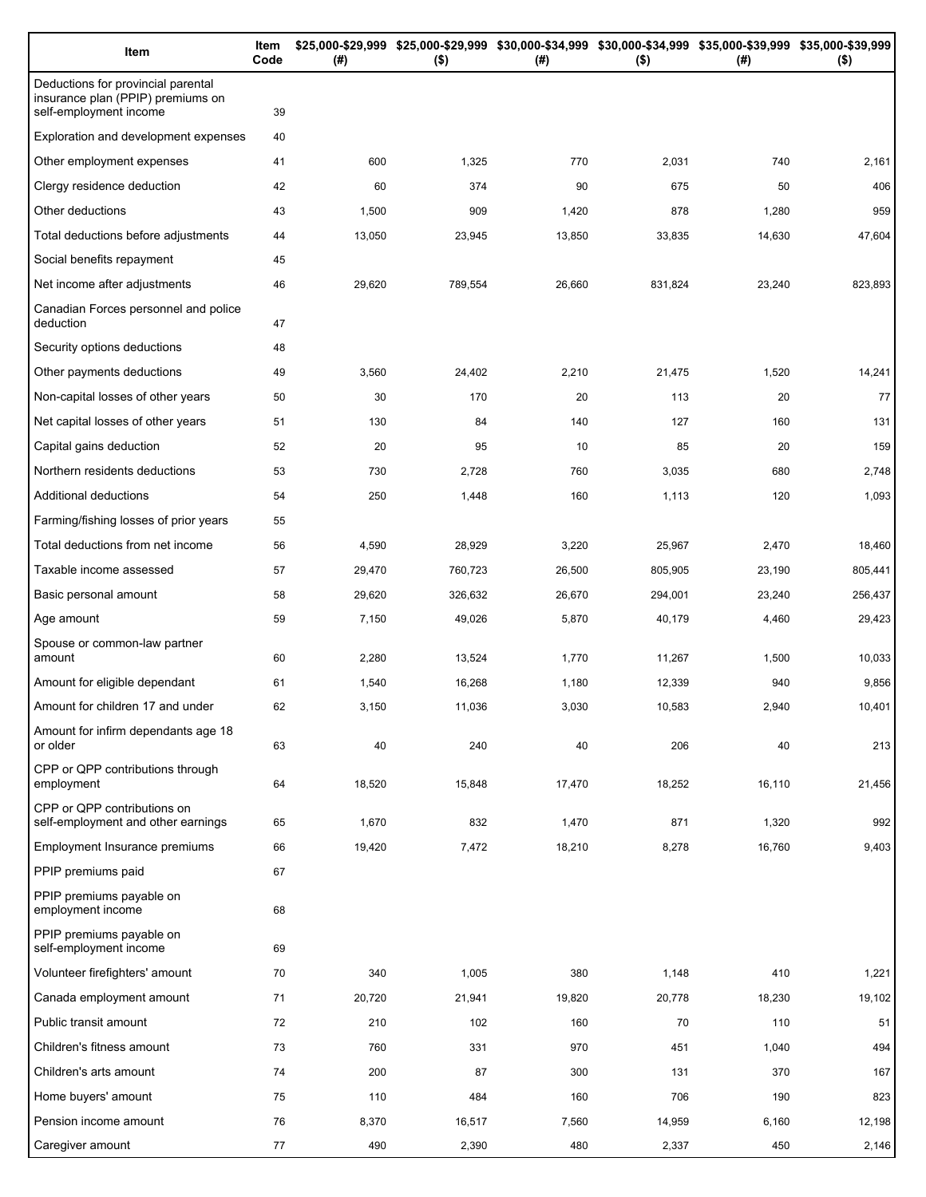| Item | Item Code | $25,000-$29,999 (#) | $25,000-$29,999 ($) | $30,000-$34,999 (#) | $30,000-$34,999 ($) | $35,000-$39,999 (#) | $35,000-$39,999 ($) |
|---|---|---|---|---|---|---|---|
| Deductions for provincial parental insurance plan (PPIP) premiums on self-employment income | 39 | | | | | | |
| Exploration and development expenses | 40 | | | | | | |
| Other employment expenses | 41 | 600 | 1,325 | 770 | 2,031 | 740 | 2,161 |
| Clergy residence deduction | 42 | 60 | 374 | 90 | 675 | 50 | 406 |
| Other deductions | 43 | 1,500 | 909 | 1,420 | 878 | 1,280 | 959 |
| Total deductions before adjustments | 44 | 13,050 | 23,945 | 13,850 | 33,835 | 14,630 | 47,604 |
| Social benefits repayment | 45 | | | | | | |
| Net income after adjustments | 46 | 29,620 | 789,554 | 26,660 | 831,824 | 23,240 | 823,893 |
| Canadian Forces personnel and police deduction | 47 | | | | | | |
| Security options deductions | 48 | | | | | | |
| Other payments deductions | 49 | 3,560 | 24,402 | 2,210 | 21,475 | 1,520 | 14,241 |
| Non-capital losses of other years | 50 | 30 | 170 | 20 | 113 | 20 | 77 |
| Net capital losses of other years | 51 | 130 | 84 | 140 | 127 | 160 | 131 |
| Capital gains deduction | 52 | 20 | 95 | 10 | 85 | 20 | 159 |
| Northern residents deductions | 53 | 730 | 2,728 | 760 | 3,035 | 680 | 2,748 |
| Additional deductions | 54 | 250 | 1,448 | 160 | 1,113 | 120 | 1,093 |
| Farming/fishing losses of prior years | 55 | | | | | | |
| Total deductions from net income | 56 | 4,590 | 28,929 | 3,220 | 25,967 | 2,470 | 18,460 |
| Taxable income assessed | 57 | 29,470 | 760,723 | 26,500 | 805,905 | 23,190 | 805,441 |
| Basic personal amount | 58 | 29,620 | 326,632 | 26,670 | 294,001 | 23,240 | 256,437 |
| Age amount | 59 | 7,150 | 49,026 | 5,870 | 40,179 | 4,460 | 29,423 |
| Spouse or common-law partner amount | 60 | 2,280 | 13,524 | 1,770 | 11,267 | 1,500 | 10,033 |
| Amount for eligible dependant | 61 | 1,540 | 16,268 | 1,180 | 12,339 | 940 | 9,856 |
| Amount for children 17 and under | 62 | 3,150 | 11,036 | 3,030 | 10,583 | 2,940 | 10,401 |
| Amount for infirm dependants age 18 or older | 63 | 40 | 240 | 40 | 206 | 40 | 213 |
| CPP or QPP contributions through employment | 64 | 18,520 | 15,848 | 17,470 | 18,252 | 16,110 | 21,456 |
| CPP or QPP contributions on self-employment and other earnings | 65 | 1,670 | 832 | 1,470 | 871 | 1,320 | 992 |
| Employment Insurance premiums | 66 | 19,420 | 7,472 | 18,210 | 8,278 | 16,760 | 9,403 |
| PPIP premiums paid | 67 | | | | | | |
| PPIP premiums payable on employment income | 68 | | | | | | |
| PPIP premiums payable on self-employment income | 69 | | | | | | |
| Volunteer firefighters' amount | 70 | 340 | 1,005 | 380 | 1,148 | 410 | 1,221 |
| Canada employment amount | 71 | 20,720 | 21,941 | 19,820 | 20,778 | 18,230 | 19,102 |
| Public transit amount | 72 | 210 | 102 | 160 | 70 | 110 | 51 |
| Children's fitness amount | 73 | 760 | 331 | 970 | 451 | 1,040 | 494 |
| Children's arts amount | 74 | 200 | 87 | 300 | 131 | 370 | 167 |
| Home buyers' amount | 75 | 110 | 484 | 160 | 706 | 190 | 823 |
| Pension income amount | 76 | 8,370 | 16,517 | 7,560 | 14,959 | 6,160 | 12,198 |
| Caregiver amount | 77 | 490 | 2,390 | 480 | 2,337 | 450 | 2,146 |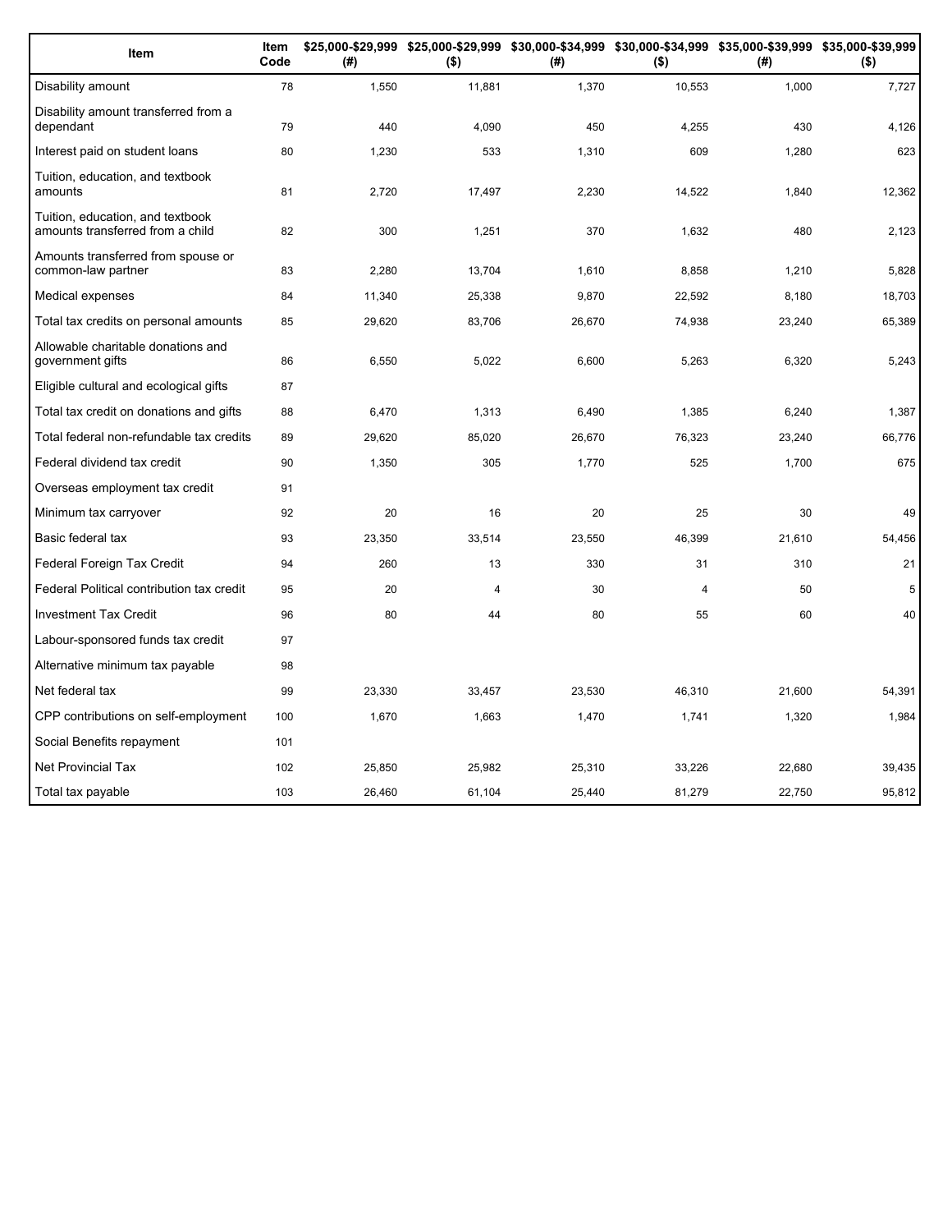| Item | Item Code | $25,000-$29,999 (#) | $25,000-$29,999 ($) | $30,000-$34,999 (#) | $30,000-$34,999 ($) | $35,000-$39,999 (#) | $35,000-$39,999 ($) |
|---|---|---|---|---|---|---|---|
| Disability amount | 78 | 1,550 | 11,881 | 1,370 | 10,553 | 1,000 | 7,727 |
| Disability amount transferred from a dependant | 79 | 440 | 4,090 | 450 | 4,255 | 430 | 4,126 |
| Interest paid on student loans | 80 | 1,230 | 533 | 1,310 | 609 | 1,280 | 623 |
| Tuition, education, and textbook amounts | 81 | 2,720 | 17,497 | 2,230 | 14,522 | 1,840 | 12,362 |
| Tuition, education, and textbook amounts transferred from a child | 82 | 300 | 1,251 | 370 | 1,632 | 480 | 2,123 |
| Amounts transferred from spouse or common-law partner | 83 | 2,280 | 13,704 | 1,610 | 8,858 | 1,210 | 5,828 |
| Medical expenses | 84 | 11,340 | 25,338 | 9,870 | 22,592 | 8,180 | 18,703 |
| Total tax credits on personal amounts | 85 | 29,620 | 83,706 | 26,670 | 74,938 | 23,240 | 65,389 |
| Allowable charitable donations and government gifts | 86 | 6,550 | 5,022 | 6,600 | 5,263 | 6,320 | 5,243 |
| Eligible cultural and ecological gifts | 87 | | | | | | |
| Total tax credit on donations and gifts | 88 | 6,470 | 1,313 | 6,490 | 1,385 | 6,240 | 1,387 |
| Total federal non-refundable tax credits | 89 | 29,620 | 85,020 | 26,670 | 76,323 | 23,240 | 66,776 |
| Federal dividend tax credit | 90 | 1,350 | 305 | 1,770 | 525 | 1,700 | 675 |
| Overseas employment tax credit | 91 | | | | | | |
| Minimum tax carryover | 92 | 20 | 16 | 20 | 25 | 30 | 49 |
| Basic federal tax | 93 | 23,350 | 33,514 | 23,550 | 46,399 | 21,610 | 54,456 |
| Federal Foreign Tax Credit | 94 | 260 | 13 | 330 | 31 | 310 | 21 |
| Federal Political contribution tax credit | 95 | 20 | 4 | 30 | 4 | 50 | 5 |
| Investment Tax Credit | 96 | 80 | 44 | 80 | 55 | 60 | 40 |
| Labour-sponsored funds tax credit | 97 | | | | | | |
| Alternative minimum tax payable | 98 | | | | | | |
| Net federal tax | 99 | 23,330 | 33,457 | 23,530 | 46,310 | 21,600 | 54,391 |
| CPP contributions on self-employment | 100 | 1,670 | 1,663 | 1,470 | 1,741 | 1,320 | 1,984 |
| Social Benefits repayment | 101 | | | | | | |
| Net Provincial Tax | 102 | 25,850 | 25,982 | 25,310 | 33,226 | 22,680 | 39,435 |
| Total tax payable | 103 | 26,460 | 61,104 | 25,440 | 81,279 | 22,750 | 95,812 |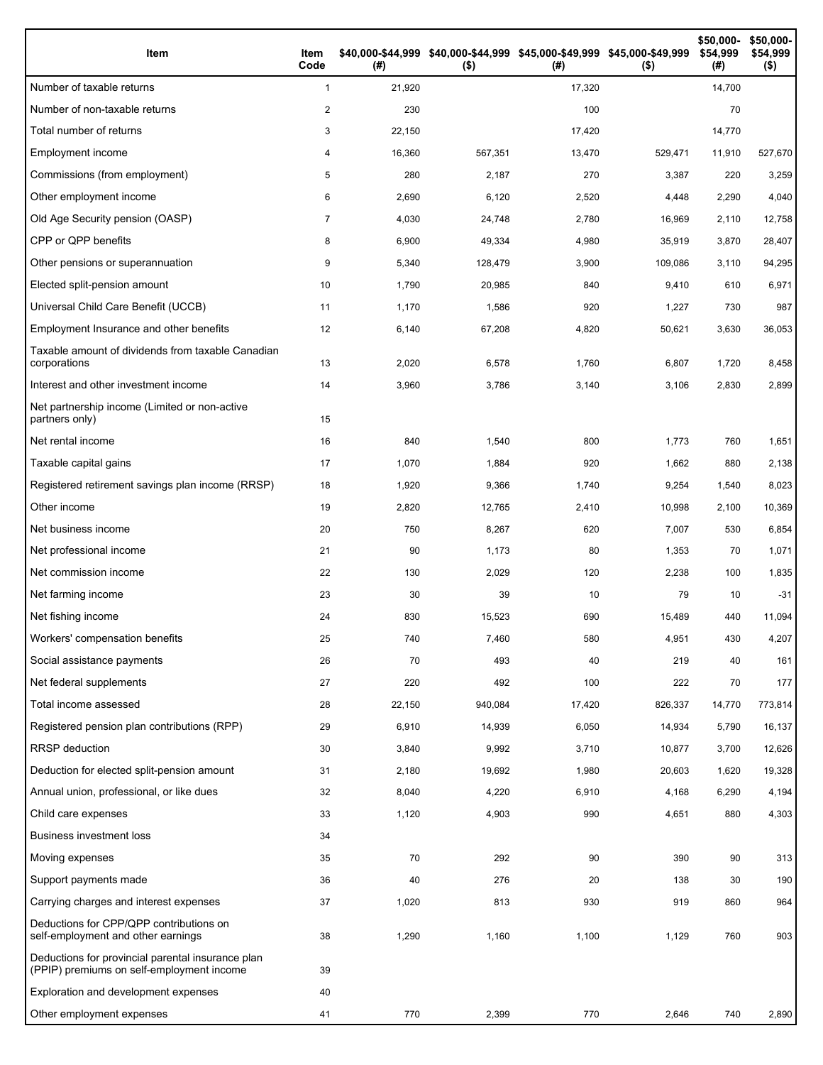| Item | Item Code | $40,000-$44,999 (#) | $40,000-$44,999 ($) | $45,000-$49,999 (#) | $45,000-$49,999 ($) | $50,000-$54,999 (#) | $50,000-$54,999 ($) |
|---|---|---|---|---|---|---|---|
| Number of taxable returns | 1 | 21,920 | | 17,320 | | 14,700 | |
| Number of non-taxable returns | 2 | 230 | | 100 | | 70 | |
| Total number of returns | 3 | 22,150 | | 17,420 | | 14,770 | |
| Employment income | 4 | 16,360 | 567,351 | 13,470 | 529,471 | 11,910 | 527,670 |
| Commissions (from employment) | 5 | 280 | 2,187 | 270 | 3,387 | 220 | 3,259 |
| Other employment income | 6 | 2,690 | 6,120 | 2,520 | 4,448 | 2,290 | 4,040 |
| Old Age Security pension (OASP) | 7 | 4,030 | 24,748 | 2,780 | 16,969 | 2,110 | 12,758 |
| CPP or QPP benefits | 8 | 6,900 | 49,334 | 4,980 | 35,919 | 3,870 | 28,407 |
| Other pensions or superannuation | 9 | 5,340 | 128,479 | 3,900 | 109,086 | 3,110 | 94,295 |
| Elected split-pension amount | 10 | 1,790 | 20,985 | 840 | 9,410 | 610 | 6,971 |
| Universal Child Care Benefit (UCCB) | 11 | 1,170 | 1,586 | 920 | 1,227 | 730 | 987 |
| Employment Insurance and other benefits | 12 | 6,140 | 67,208 | 4,820 | 50,621 | 3,630 | 36,053 |
| Taxable amount of dividends from taxable Canadian corporations | 13 | 2,020 | 6,578 | 1,760 | 6,807 | 1,720 | 8,458 |
| Interest and other investment income | 14 | 3,960 | 3,786 | 3,140 | 3,106 | 2,830 | 2,899 |
| Net partnership income (Limited or non-active partners only) | 15 | | | | | | |
| Net rental income | 16 | 840 | 1,540 | 800 | 1,773 | 760 | 1,651 |
| Taxable capital gains | 17 | 1,070 | 1,884 | 920 | 1,662 | 880 | 2,138 |
| Registered retirement savings plan income (RRSP) | 18 | 1,920 | 9,366 | 1,740 | 9,254 | 1,540 | 8,023 |
| Other income | 19 | 2,820 | 12,765 | 2,410 | 10,998 | 2,100 | 10,369 |
| Net business income | 20 | 750 | 8,267 | 620 | 7,007 | 530 | 6,854 |
| Net professional income | 21 | 90 | 1,173 | 80 | 1,353 | 70 | 1,071 |
| Net commission income | 22 | 130 | 2,029 | 120 | 2,238 | 100 | 1,835 |
| Net farming income | 23 | 30 | 39 | 10 | 79 | 10 | -31 |
| Net fishing income | 24 | 830 | 15,523 | 690 | 15,489 | 440 | 11,094 |
| Workers' compensation benefits | 25 | 740 | 7,460 | 580 | 4,951 | 430 | 4,207 |
| Social assistance payments | 26 | 70 | 493 | 40 | 219 | 40 | 161 |
| Net federal supplements | 27 | 220 | 492 | 100 | 222 | 70 | 177 |
| Total income assessed | 28 | 22,150 | 940,084 | 17,420 | 826,337 | 14,770 | 773,814 |
| Registered pension plan contributions (RPP) | 29 | 6,910 | 14,939 | 6,050 | 14,934 | 5,790 | 16,137 |
| RRSP deduction | 30 | 3,840 | 9,992 | 3,710 | 10,877 | 3,700 | 12,626 |
| Deduction for elected split-pension amount | 31 | 2,180 | 19,692 | 1,980 | 20,603 | 1,620 | 19,328 |
| Annual union, professional, or like dues | 32 | 8,040 | 4,220 | 6,910 | 4,168 | 6,290 | 4,194 |
| Child care expenses | 33 | 1,120 | 4,903 | 990 | 4,651 | 880 | 4,303 |
| Business investment loss | 34 | | | | | | |
| Moving expenses | 35 | 70 | 292 | 90 | 390 | 90 | 313 |
| Support payments made | 36 | 40 | 276 | 20 | 138 | 30 | 190 |
| Carrying charges and interest expenses | 37 | 1,020 | 813 | 930 | 919 | 860 | 964 |
| Deductions for CPP/QPP contributions on self-employment and other earnings | 38 | 1,290 | 1,160 | 1,100 | 1,129 | 760 | 903 |
| Deductions for provincial parental insurance plan (PPIP) premiums on self-employment income | 39 | | | | | | |
| Exploration and development expenses | 40 | | | | | | |
| Other employment expenses | 41 | 770 | 2,399 | 770 | 2,646 | 740 | 2,890 |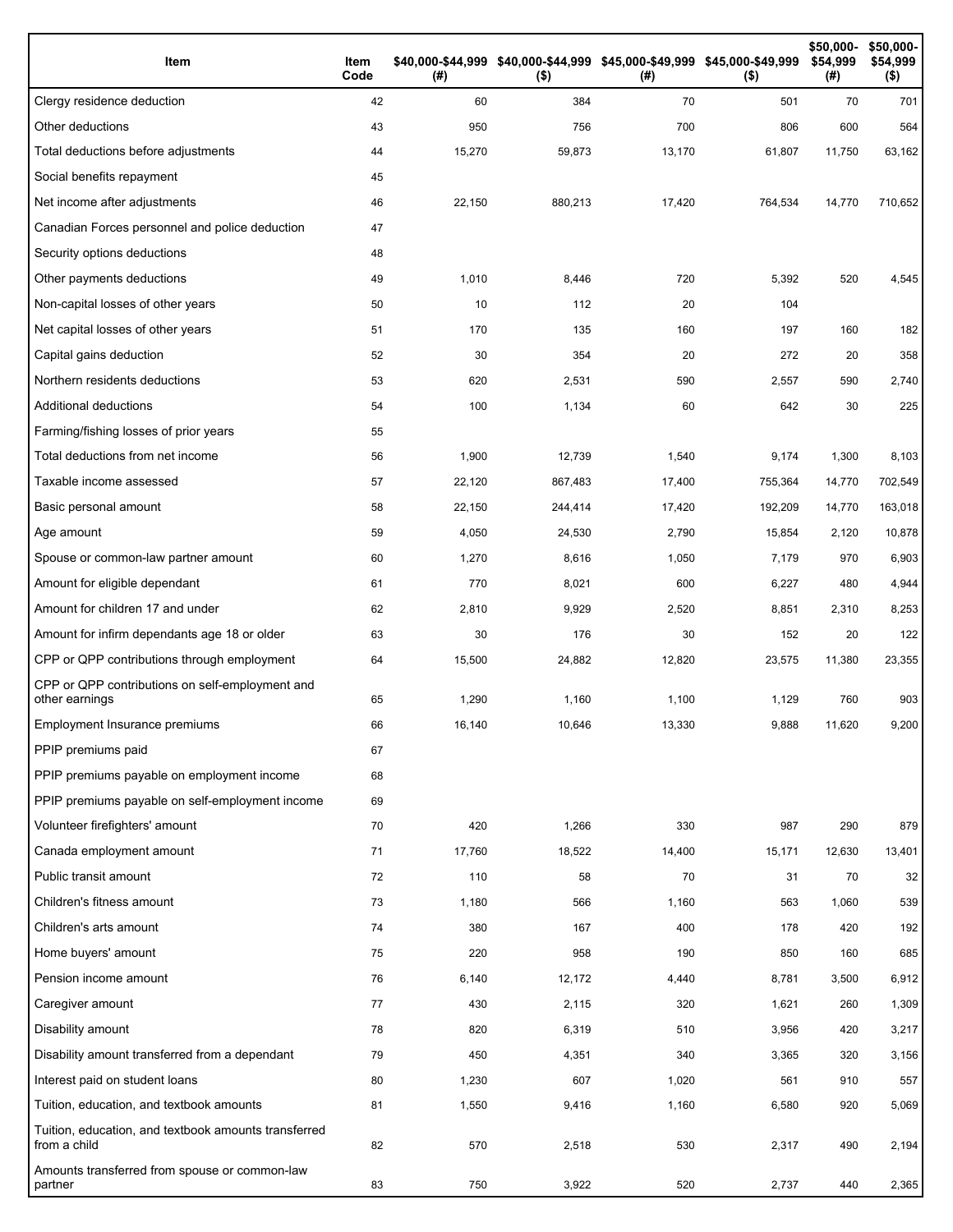| Item | Item Code | $40,000-$44,999 (#) | $40,000-$44,999 ($) | $45,000-$49,999 (#) | $45,000-$49,999 ($) | $50,000-$54,999 (#) | $50,000-$54,999 ($) |
|---|---|---|---|---|---|---|---|
| Clergy residence deduction | 42 | 60 | 384 | 70 | 501 | 70 | 701 |
| Other deductions | 43 | 950 | 756 | 700 | 806 | 600 | 564 |
| Total deductions before adjustments | 44 | 15,270 | 59,873 | 13,170 | 61,807 | 11,750 | 63,162 |
| Social benefits repayment | 45 | | | | | | |
| Net income after adjustments | 46 | 22,150 | 880,213 | 17,420 | 764,534 | 14,770 | 710,652 |
| Canadian Forces personnel and police deduction | 47 | | | | | | |
| Security options deductions | 48 | | | | | | |
| Other payments deductions | 49 | 1,010 | 8,446 | 720 | 5,392 | 520 | 4,545 |
| Non-capital losses of other years | 50 | 10 | 112 | 20 | 104 | | |
| Net capital losses of other years | 51 | 170 | 135 | 160 | 197 | 160 | 182 |
| Capital gains deduction | 52 | 30 | 354 | 20 | 272 | 20 | 358 |
| Northern residents deductions | 53 | 620 | 2,531 | 590 | 2,557 | 590 | 2,740 |
| Additional deductions | 54 | 100 | 1,134 | 60 | 642 | 30 | 225 |
| Farming/fishing losses of prior years | 55 | | | | | | |
| Total deductions from net income | 56 | 1,900 | 12,739 | 1,540 | 9,174 | 1,300 | 8,103 |
| Taxable income assessed | 57 | 22,120 | 867,483 | 17,400 | 755,364 | 14,770 | 702,549 |
| Basic personal amount | 58 | 22,150 | 244,414 | 17,420 | 192,209 | 14,770 | 163,018 |
| Age amount | 59 | 4,050 | 24,530 | 2,790 | 15,854 | 2,120 | 10,878 |
| Spouse or common-law partner amount | 60 | 1,270 | 8,616 | 1,050 | 7,179 | 970 | 6,903 |
| Amount for eligible dependant | 61 | 770 | 8,021 | 600 | 6,227 | 480 | 4,944 |
| Amount for children 17 and under | 62 | 2,810 | 9,929 | 2,520 | 8,851 | 2,310 | 8,253 |
| Amount for infirm dependants age 18 or older | 63 | 30 | 176 | 30 | 152 | 20 | 122 |
| CPP or QPP contributions through employment | 64 | 15,500 | 24,882 | 12,820 | 23,575 | 11,380 | 23,355 |
| CPP or QPP contributions on self-employment and other earnings | 65 | 1,290 | 1,160 | 1,100 | 1,129 | 760 | 903 |
| Employment Insurance premiums | 66 | 16,140 | 10,646 | 13,330 | 9,888 | 11,620 | 9,200 |
| PPIP premiums paid | 67 | | | | | | |
| PPIP premiums payable on employment income | 68 | | | | | | |
| PPIP premiums payable on self-employment income | 69 | | | | | | |
| Volunteer firefighters' amount | 70 | 420 | 1,266 | 330 | 987 | 290 | 879 |
| Canada employment amount | 71 | 17,760 | 18,522 | 14,400 | 15,171 | 12,630 | 13,401 |
| Public transit amount | 72 | 110 | 58 | 70 | 31 | 70 | 32 |
| Children's fitness amount | 73 | 1,180 | 566 | 1,160 | 563 | 1,060 | 539 |
| Children's arts amount | 74 | 380 | 167 | 400 | 178 | 420 | 192 |
| Home buyers' amount | 75 | 220 | 958 | 190 | 850 | 160 | 685 |
| Pension income amount | 76 | 6,140 | 12,172 | 4,440 | 8,781 | 3,500 | 6,912 |
| Caregiver amount | 77 | 430 | 2,115 | 320 | 1,621 | 260 | 1,309 |
| Disability amount | 78 | 820 | 6,319 | 510 | 3,956 | 420 | 3,217 |
| Disability amount transferred from a dependant | 79 | 450 | 4,351 | 340 | 3,365 | 320 | 3,156 |
| Interest paid on student loans | 80 | 1,230 | 607 | 1,020 | 561 | 910 | 557 |
| Tuition, education, and textbook amounts | 81 | 1,550 | 9,416 | 1,160 | 6,580 | 920 | 5,069 |
| Tuition, education, and textbook amounts transferred from a child | 82 | 570 | 2,518 | 530 | 2,317 | 490 | 2,194 |
| Amounts transferred from spouse or common-law partner | 83 | 750 | 3,922 | 520 | 2,737 | 440 | 2,365 |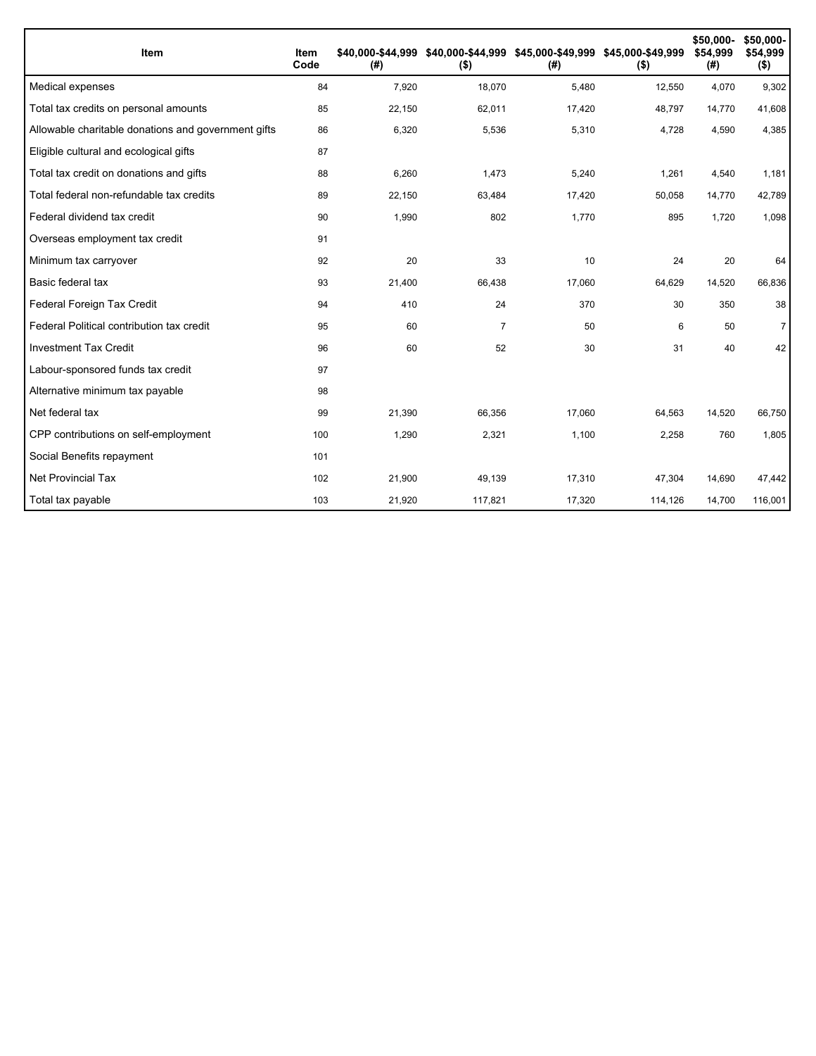| Item | Item Code | $40,000-$44,999 (#) | $40,000-$44,999 ($) | $45,000-$49,999 (#) | $45,000-$49,999 ($) | $50,000-$54,999 (#) | $50,000-$54,999 ($) |
|---|---|---|---|---|---|---|---|
| Medical expenses | 84 | 7,920 | 18,070 | 5,480 | 12,550 | 4,070 | 9,302 |
| Total tax credits on personal amounts | 85 | 22,150 | 62,011 | 17,420 | 48,797 | 14,770 | 41,608 |
| Allowable charitable donations and government gifts | 86 | 6,320 | 5,536 | 5,310 | 4,728 | 4,590 | 4,385 |
| Eligible cultural and ecological gifts | 87 | | | | | | |
| Total tax credit on donations and gifts | 88 | 6,260 | 1,473 | 5,240 | 1,261 | 4,540 | 1,181 |
| Total federal non-refundable tax credits | 89 | 22,150 | 63,484 | 17,420 | 50,058 | 14,770 | 42,789 |
| Federal dividend tax credit | 90 | 1,990 | 802 | 1,770 | 895 | 1,720 | 1,098 |
| Overseas employment tax credit | 91 | | | | | | |
| Minimum tax carryover | 92 | 20 | 33 | 10 | 24 | 20 | 64 |
| Basic federal tax | 93 | 21,400 | 66,438 | 17,060 | 64,629 | 14,520 | 66,836 |
| Federal Foreign Tax Credit | 94 | 410 | 24 | 370 | 30 | 350 | 38 |
| Federal Political contribution tax credit | 95 | 60 | 7 | 50 | 6 | 50 | 7 |
| Investment Tax Credit | 96 | 60 | 52 | 30 | 31 | 40 | 42 |
| Labour-sponsored funds tax credit | 97 | | | | | | |
| Alternative minimum tax payable | 98 | | | | | | |
| Net federal tax | 99 | 21,390 | 66,356 | 17,060 | 64,563 | 14,520 | 66,750 |
| CPP contributions on self-employment | 100 | 1,290 | 2,321 | 1,100 | 2,258 | 760 | 1,805 |
| Social Benefits repayment | 101 | | | | | | |
| Net Provincial Tax | 102 | 21,900 | 49,139 | 17,310 | 47,304 | 14,690 | 47,442 |
| Total tax payable | 103 | 21,920 | 117,821 | 17,320 | 114,126 | 14,700 | 116,001 |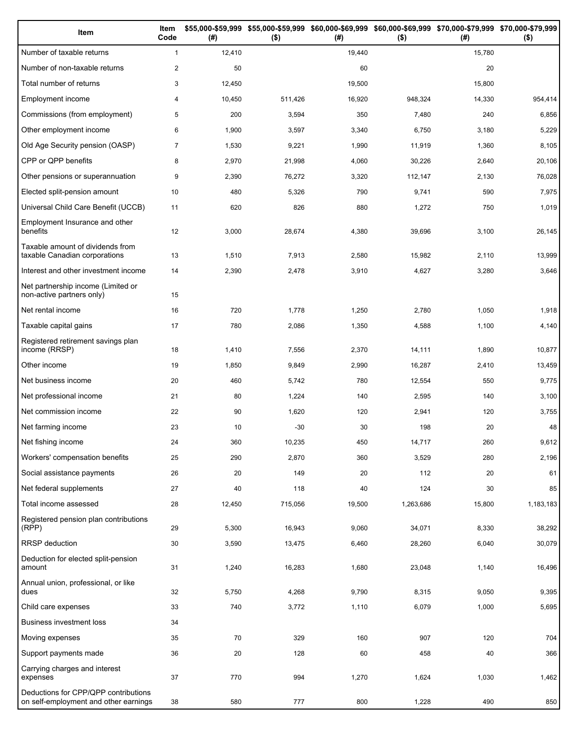| Item | Item Code | $55,000-$59,999 (#) | $55,000-$59,999 ($) | $60,000-$69,999 (#) | $60,000-$69,999 ($) | $70,000-$79,999 (#) | $70,000-$79,999 ($) |
|---|---|---|---|---|---|---|---|
| Number of taxable returns | 1 | 12,410 | | 19,440 | | 15,780 | |
| Number of non-taxable returns | 2 | 50 | | 60 | | 20 | |
| Total number of returns | 3 | 12,450 | | 19,500 | | 15,800 | |
| Employment income | 4 | 10,450 | 511,426 | 16,920 | 948,324 | 14,330 | 954,414 |
| Commissions (from employment) | 5 | 200 | 3,594 | 350 | 7,480 | 240 | 6,856 |
| Other employment income | 6 | 1,900 | 3,597 | 3,340 | 6,750 | 3,180 | 5,229 |
| Old Age Security pension (OASP) | 7 | 1,530 | 9,221 | 1,990 | 11,919 | 1,360 | 8,105 |
| CPP or QPP benefits | 8 | 2,970 | 21,998 | 4,060 | 30,226 | 2,640 | 20,106 |
| Other pensions or superannuation | 9 | 2,390 | 76,272 | 3,320 | 112,147 | 2,130 | 76,028 |
| Elected split-pension amount | 10 | 480 | 5,326 | 790 | 9,741 | 590 | 7,975 |
| Universal Child Care Benefit (UCCB) | 11 | 620 | 826 | 880 | 1,272 | 750 | 1,019 |
| Employment Insurance and other benefits | 12 | 3,000 | 28,674 | 4,380 | 39,696 | 3,100 | 26,145 |
| Taxable amount of dividends from taxable Canadian corporations | 13 | 1,510 | 7,913 | 2,580 | 15,982 | 2,110 | 13,999 |
| Interest and other investment income | 14 | 2,390 | 2,478 | 3,910 | 4,627 | 3,280 | 3,646 |
| Net partnership income (Limited or non-active partners only) | 15 | | | | | | |
| Net rental income | 16 | 720 | 1,778 | 1,250 | 2,780 | 1,050 | 1,918 |
| Taxable capital gains | 17 | 780 | 2,086 | 1,350 | 4,588 | 1,100 | 4,140 |
| Registered retirement savings plan income (RRSP) | 18 | 1,410 | 7,556 | 2,370 | 14,111 | 1,890 | 10,877 |
| Other income | 19 | 1,850 | 9,849 | 2,990 | 16,287 | 2,410 | 13,459 |
| Net business income | 20 | 460 | 5,742 | 780 | 12,554 | 550 | 9,775 |
| Net professional income | 21 | 80 | 1,224 | 140 | 2,595 | 140 | 3,100 |
| Net commission income | 22 | 90 | 1,620 | 120 | 2,941 | 120 | 3,755 |
| Net farming income | 23 | 10 | -30 | 30 | 198 | 20 | 48 |
| Net fishing income | 24 | 360 | 10,235 | 450 | 14,717 | 260 | 9,612 |
| Workers' compensation benefits | 25 | 290 | 2,870 | 360 | 3,529 | 280 | 2,196 |
| Social assistance payments | 26 | 20 | 149 | 20 | 112 | 20 | 61 |
| Net federal supplements | 27 | 40 | 118 | 40 | 124 | 30 | 85 |
| Total income assessed | 28 | 12,450 | 715,056 | 19,500 | 1,263,686 | 15,800 | 1,183,183 |
| Registered pension plan contributions (RPP) | 29 | 5,300 | 16,943 | 9,060 | 34,071 | 8,330 | 38,292 |
| RRSP deduction | 30 | 3,590 | 13,475 | 6,460 | 28,260 | 6,040 | 30,079 |
| Deduction for elected split-pension amount | 31 | 1,240 | 16,283 | 1,680 | 23,048 | 1,140 | 16,496 |
| Annual union, professional, or like dues | 32 | 5,750 | 4,268 | 9,790 | 8,315 | 9,050 | 9,395 |
| Child care expenses | 33 | 740 | 3,772 | 1,110 | 6,079 | 1,000 | 5,695 |
| Business investment loss | 34 | | | | | | |
| Moving expenses | 35 | 70 | 329 | 160 | 907 | 120 | 704 |
| Support payments made | 36 | 20 | 128 | 60 | 458 | 40 | 366 |
| Carrying charges and interest expenses | 37 | 770 | 994 | 1,270 | 1,624 | 1,030 | 1,462 |
| Deductions for CPP/QPP contributions on self-employment and other earnings | 38 | 580 | 777 | 800 | 1,228 | 490 | 850 |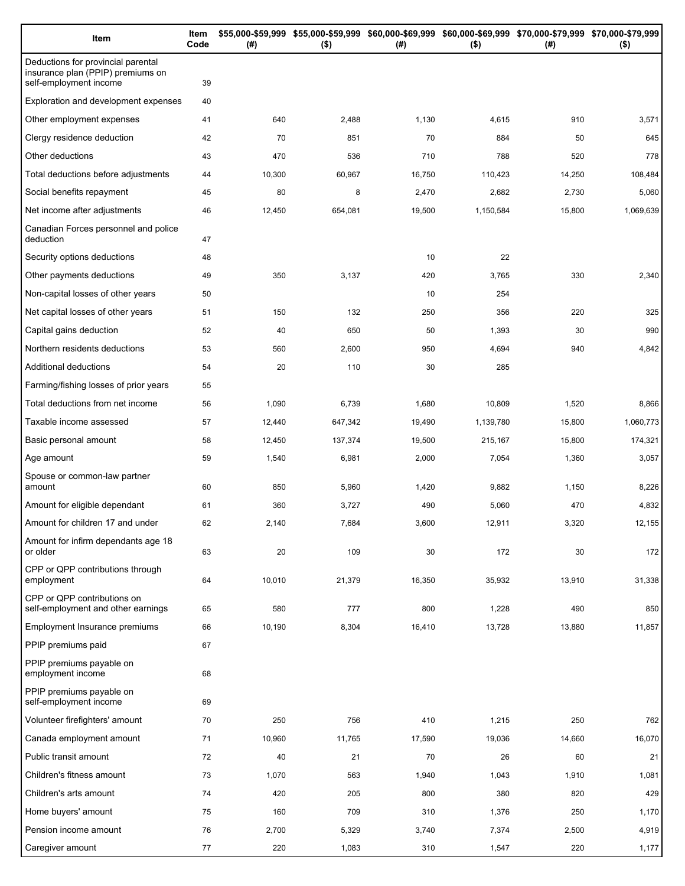| Item | Item Code | $55,000-$59,999 (#) | $55,000-$59,999 ($) | $60,000-$69,999 (#) | $60,000-$69,999 ($) | $70,000-$79,999 (#) | $70,000-$79,999 ($) |
|---|---|---|---|---|---|---|---|
| Deductions for provincial parental insurance plan (PPIP) premiums on self-employment income | 39 | | | | | | |
| Exploration and development expenses | 40 | | | | | | |
| Other employment expenses | 41 | 640 | 2,488 | 1,130 | 4,615 | 910 | 3,571 |
| Clergy residence deduction | 42 | 70 | 851 | 70 | 884 | 50 | 645 |
| Other deductions | 43 | 470 | 536 | 710 | 788 | 520 | 778 |
| Total deductions before adjustments | 44 | 10,300 | 60,967 | 16,750 | 110,423 | 14,250 | 108,484 |
| Social benefits repayment | 45 | 80 | 8 | 2,470 | 2,682 | 2,730 | 5,060 |
| Net income after adjustments | 46 | 12,450 | 654,081 | 19,500 | 1,150,584 | 15,800 | 1,069,639 |
| Canadian Forces personnel and police deduction | 47 | | | | | | |
| Security options deductions | 48 | | | 10 | 22 | | |
| Other payments deductions | 49 | 350 | 3,137 | 420 | 3,765 | 330 | 2,340 |
| Non-capital losses of other years | 50 | | | 10 | 254 | | |
| Net capital losses of other years | 51 | 150 | 132 | 250 | 356 | 220 | 325 |
| Capital gains deduction | 52 | 40 | 650 | 50 | 1,393 | 30 | 990 |
| Northern residents deductions | 53 | 560 | 2,600 | 950 | 4,694 | 940 | 4,842 |
| Additional deductions | 54 | 20 | 110 | 30 | 285 | | |
| Farming/fishing losses of prior years | 55 | | | | | | |
| Total deductions from net income | 56 | 1,090 | 6,739 | 1,680 | 10,809 | 1,520 | 8,866 |
| Taxable income assessed | 57 | 12,440 | 647,342 | 19,490 | 1,139,780 | 15,800 | 1,060,773 |
| Basic personal amount | 58 | 12,450 | 137,374 | 19,500 | 215,167 | 15,800 | 174,321 |
| Age amount | 59 | 1,540 | 6,981 | 2,000 | 7,054 | 1,360 | 3,057 |
| Spouse or common-law partner amount | 60 | 850 | 5,960 | 1,420 | 9,882 | 1,150 | 8,226 |
| Amount for eligible dependant | 61 | 360 | 3,727 | 490 | 5,060 | 470 | 4,832 |
| Amount for children 17 and under | 62 | 2,140 | 7,684 | 3,600 | 12,911 | 3,320 | 12,155 |
| Amount for infirm dependants age 18 or older | 63 | 20 | 109 | 30 | 172 | 30 | 172 |
| CPP or QPP contributions through employment | 64 | 10,010 | 21,379 | 16,350 | 35,932 | 13,910 | 31,338 |
| CPP or QPP contributions on self-employment and other earnings | 65 | 580 | 777 | 800 | 1,228 | 490 | 850 |
| Employment Insurance premiums | 66 | 10,190 | 8,304 | 16,410 | 13,728 | 13,880 | 11,857 |
| PPIP premiums paid | 67 | | | | | | |
| PPIP premiums payable on employment income | 68 | | | | | | |
| PPIP premiums payable on self-employment income | 69 | | | | | | |
| Volunteer firefighters' amount | 70 | 250 | 756 | 410 | 1,215 | 250 | 762 |
| Canada employment amount | 71 | 10,960 | 11,765 | 17,590 | 19,036 | 14,660 | 16,070 |
| Public transit amount | 72 | 40 | 21 | 70 | 26 | 60 | 21 |
| Children's fitness amount | 73 | 1,070 | 563 | 1,940 | 1,043 | 1,910 | 1,081 |
| Children's arts amount | 74 | 420 | 205 | 800 | 380 | 820 | 429 |
| Home buyers' amount | 75 | 160 | 709 | 310 | 1,376 | 250 | 1,170 |
| Pension income amount | 76 | 2,700 | 5,329 | 3,740 | 7,374 | 2,500 | 4,919 |
| Caregiver amount | 77 | 220 | 1,083 | 310 | 1,547 | 220 | 1,177 |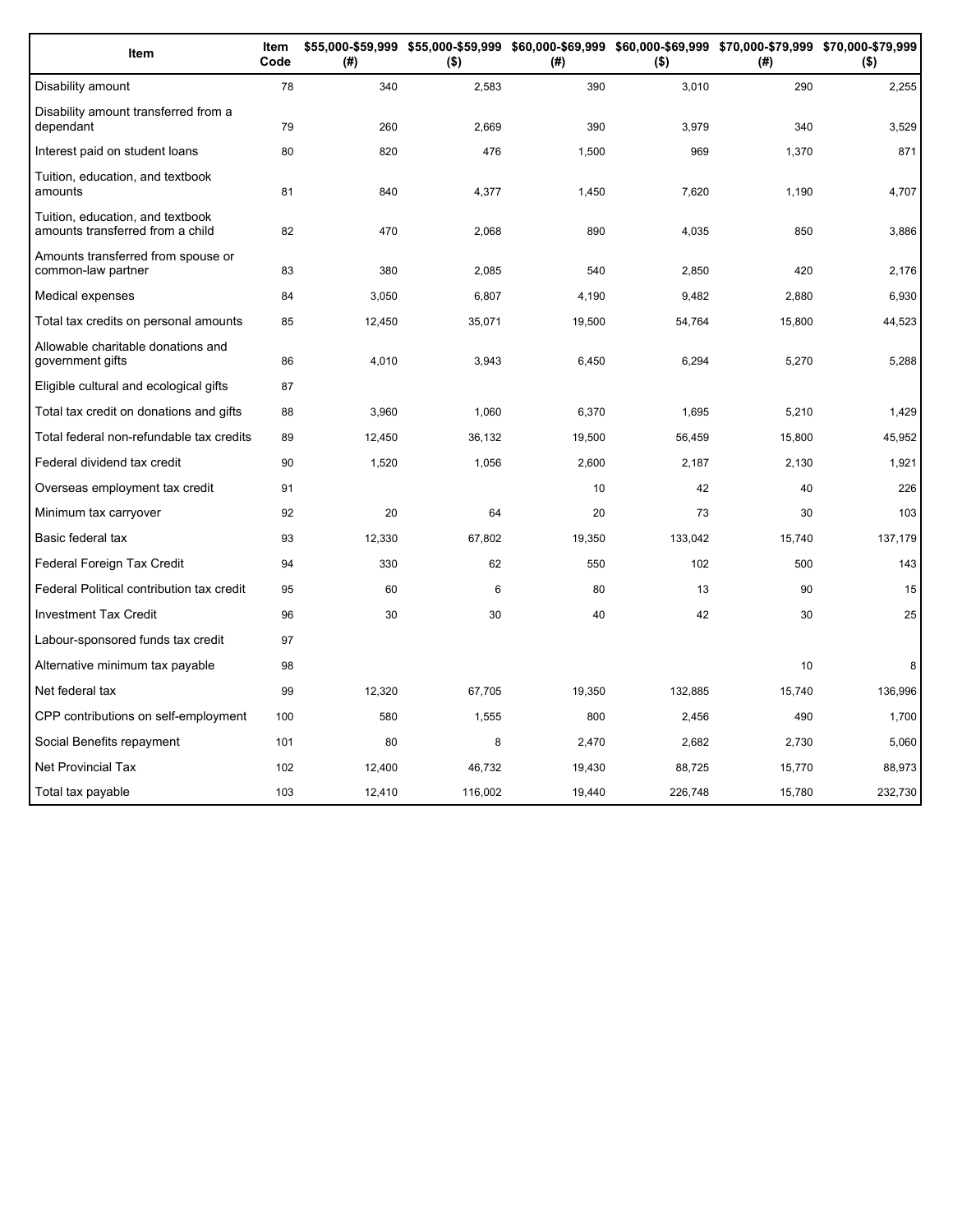| Item | Item Code | $55,000-$59,999 (#) | $55,000-$59,999 ($) | $60,000-$69,999 (#) | $60,000-$69,999 ($) | $70,000-$79,999 (#) | $70,000-$79,999 ($) |
|---|---|---|---|---|---|---|---|
| Disability amount | 78 | 340 | 2,583 | 390 | 3,010 | 290 | 2,255 |
| Disability amount transferred from a dependant | 79 | 260 | 2,669 | 390 | 3,979 | 340 | 3,529 |
| Interest paid on student loans | 80 | 820 | 476 | 1,500 | 969 | 1,370 | 871 |
| Tuition, education, and textbook amounts | 81 | 840 | 4,377 | 1,450 | 7,620 | 1,190 | 4,707 |
| Tuition, education, and textbook amounts transferred from a child | 82 | 470 | 2,068 | 890 | 4,035 | 850 | 3,886 |
| Amounts transferred from spouse or common-law partner | 83 | 380 | 2,085 | 540 | 2,850 | 420 | 2,176 |
| Medical expenses | 84 | 3,050 | 6,807 | 4,190 | 9,482 | 2,880 | 6,930 |
| Total tax credits on personal amounts | 85 | 12,450 | 35,071 | 19,500 | 54,764 | 15,800 | 44,523 |
| Allowable charitable donations and government gifts | 86 | 4,010 | 3,943 | 6,450 | 6,294 | 5,270 | 5,288 |
| Eligible cultural and ecological gifts | 87 | | | | | | |
| Total tax credit on donations and gifts | 88 | 3,960 | 1,060 | 6,370 | 1,695 | 5,210 | 1,429 |
| Total federal non-refundable tax credits | 89 | 12,450 | 36,132 | 19,500 | 56,459 | 15,800 | 45,952 |
| Federal dividend tax credit | 90 | 1,520 | 1,056 | 2,600 | 2,187 | 2,130 | 1,921 |
| Overseas employment tax credit | 91 | | | 10 | 42 | 40 | 226 |
| Minimum tax carryover | 92 | 20 | 64 | 20 | 73 | 30 | 103 |
| Basic federal tax | 93 | 12,330 | 67,802 | 19,350 | 133,042 | 15,740 | 137,179 |
| Federal Foreign Tax Credit | 94 | 330 | 62 | 550 | 102 | 500 | 143 |
| Federal Political contribution tax credit | 95 | 60 | 6 | 80 | 13 | 90 | 15 |
| Investment Tax Credit | 96 | 30 | 30 | 40 | 42 | 30 | 25 |
| Labour-sponsored funds tax credit | 97 | | | | | | |
| Alternative minimum tax payable | 98 | | | | | 10 | 8 |
| Net federal tax | 99 | 12,320 | 67,705 | 19,350 | 132,885 | 15,740 | 136,996 |
| CPP contributions on self-employment | 100 | 580 | 1,555 | 800 | 2,456 | 490 | 1,700 |
| Social Benefits repayment | 101 | 80 | 8 | 2,470 | 2,682 | 2,730 | 5,060 |
| Net Provincial Tax | 102 | 12,400 | 46,732 | 19,430 | 88,725 | 15,770 | 88,973 |
| Total tax payable | 103 | 12,410 | 116,002 | 19,440 | 226,748 | 15,780 | 232,730 |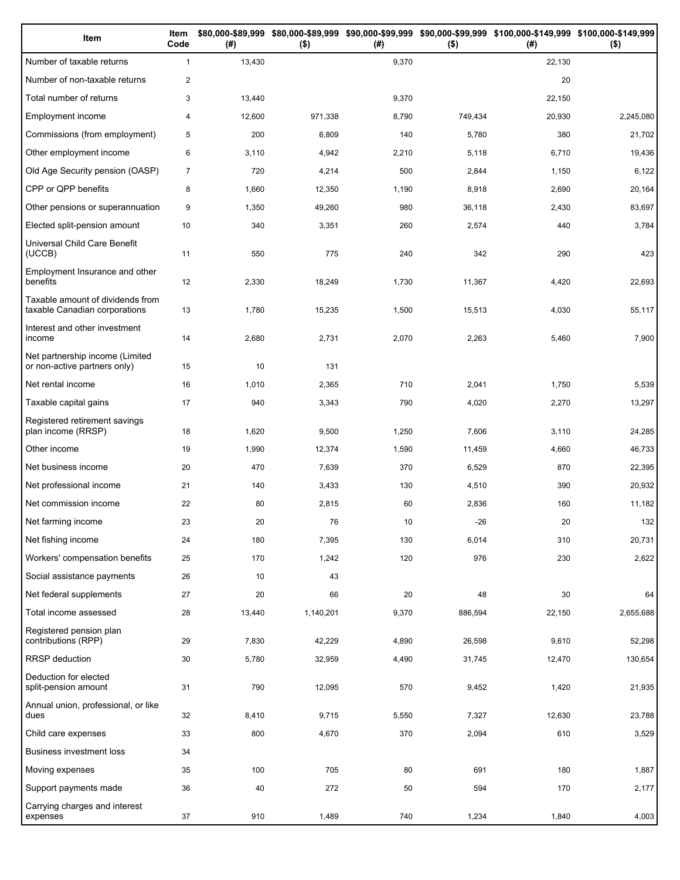| Item | Item Code | $80,000-$89,999 (#) | $80,000-$89,999 ($) | $90,000-$99,999 (#) | $90,000-$99,999 ($) | $100,000-$149,999 (#) | $100,000-$149,999 ($) |
|---|---|---|---|---|---|---|---|
| Number of taxable returns | 1 | 13,430 | | 9,370 | | 22,130 | |
| Number of non-taxable returns | 2 | | | | | 20 | |
| Total number of returns | 3 | 13,440 | | 9,370 | | 22,150 | |
| Employment income | 4 | 12,600 | 971,338 | 8,790 | 749,434 | 20,930 | 2,245,080 |
| Commissions (from employment) | 5 | 200 | 6,809 | 140 | 5,780 | 380 | 21,702 |
| Other employment income | 6 | 3,110 | 4,942 | 2,210 | 5,118 | 6,710 | 19,436 |
| Old Age Security pension (OASP) | 7 | 720 | 4,214 | 500 | 2,844 | 1,150 | 6,122 |
| CPP or QPP benefits | 8 | 1,660 | 12,350 | 1,190 | 8,918 | 2,690 | 20,164 |
| Other pensions or superannuation | 9 | 1,350 | 49,260 | 980 | 36,118 | 2,430 | 83,697 |
| Elected split-pension amount | 10 | 340 | 3,351 | 260 | 2,574 | 440 | 3,784 |
| Universal Child Care Benefit (UCCB) | 11 | 550 | 775 | 240 | 342 | 290 | 423 |
| Employment Insurance and other benefits | 12 | 2,330 | 18,249 | 1,730 | 11,367 | 4,420 | 22,693 |
| Taxable amount of dividends from taxable Canadian corporations | 13 | 1,780 | 15,235 | 1,500 | 15,513 | 4,030 | 55,117 |
| Interest and other investment income | 14 | 2,680 | 2,731 | 2,070 | 2,263 | 5,460 | 7,900 |
| Net partnership income (Limited or non-active partners only) | 15 | 10 | 131 | | | | |
| Net rental income | 16 | 1,010 | 2,365 | 710 | 2,041 | 1,750 | 5,539 |
| Taxable capital gains | 17 | 940 | 3,343 | 790 | 4,020 | 2,270 | 13,297 |
| Registered retirement savings plan income (RRSP) | 18 | 1,620 | 9,500 | 1,250 | 7,606 | 3,110 | 24,285 |
| Other income | 19 | 1,990 | 12,374 | 1,590 | 11,459 | 4,660 | 46,733 |
| Net business income | 20 | 470 | 7,639 | 370 | 6,529 | 870 | 22,395 |
| Net professional income | 21 | 140 | 3,433 | 130 | 4,510 | 390 | 20,932 |
| Net commission income | 22 | 80 | 2,815 | 60 | 2,836 | 160 | 11,182 |
| Net farming income | 23 | 20 | 76 | 10 | -26 | 20 | 132 |
| Net fishing income | 24 | 180 | 7,395 | 130 | 6,014 | 310 | 20,731 |
| Workers' compensation benefits | 25 | 170 | 1,242 | 120 | 976 | 230 | 2,622 |
| Social assistance payments | 26 | 10 | 43 | | | | |
| Net federal supplements | 27 | 20 | 66 | 20 | 48 | 30 | 64 |
| Total income assessed | 28 | 13,440 | 1,140,201 | 9,370 | 886,594 | 22,150 | 2,655,688 |
| Registered pension plan contributions (RPP) | 29 | 7,830 | 42,229 | 4,890 | 26,598 | 9,610 | 52,298 |
| RRSP deduction | 30 | 5,780 | 32,959 | 4,490 | 31,745 | 12,470 | 130,654 |
| Deduction for elected split-pension amount | 31 | 790 | 12,095 | 570 | 9,452 | 1,420 | 21,935 |
| Annual union, professional, or like dues | 32 | 8,410 | 9,715 | 5,550 | 7,327 | 12,630 | 23,788 |
| Child care expenses | 33 | 800 | 4,670 | 370 | 2,094 | 610 | 3,529 |
| Business investment loss | 34 | | | | | | |
| Moving expenses | 35 | 100 | 705 | 80 | 691 | 180 | 1,887 |
| Support payments made | 36 | 40 | 272 | 50 | 594 | 170 | 2,177 |
| Carrying charges and interest expenses | 37 | 910 | 1,489 | 740 | 1,234 | 1,840 | 4,003 |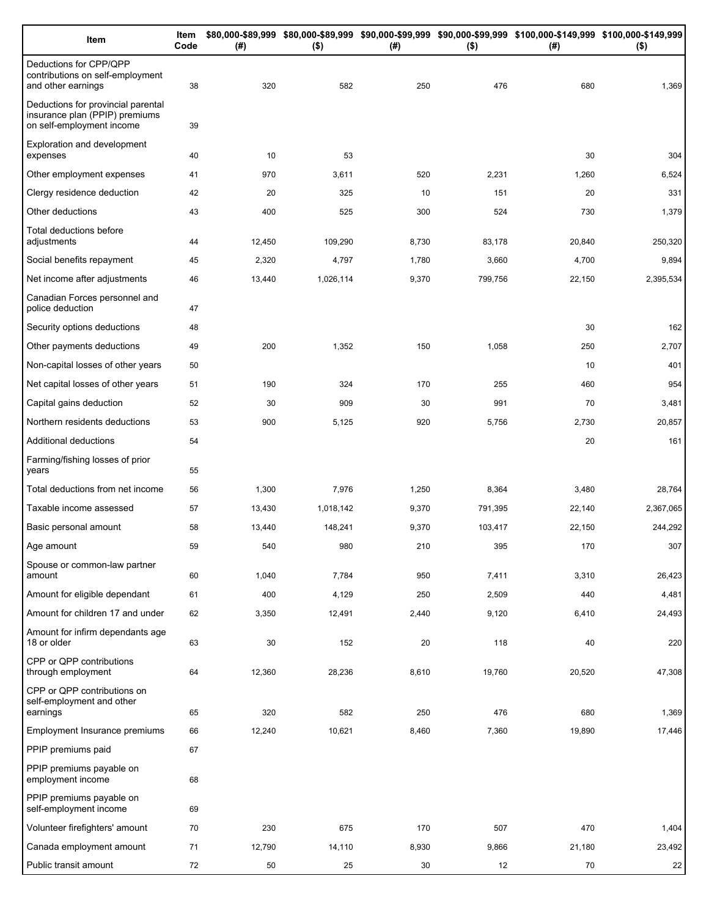| Item | Item Code | $80,000-$89,999 (#) | $80,000-$89,999 ($) | $90,000-$99,999 (#) | $90,000-$99,999 ($) | $100,000-$149,999 (#) | $100,000-$149,999 ($) |
|---|---|---|---|---|---|---|---|
| Deductions for CPP/QPP contributions on self-employment and other earnings | 38 | 320 | 582 | 250 | 476 | 680 | 1,369 |
| Deductions for provincial parental insurance plan (PPIP) premiums on self-employment income | 39 | | | | | | |
| Exploration and development expenses | 40 | 10 | 53 | | | 30 | 304 |
| Other employment expenses | 41 | 970 | 3,611 | 520 | 2,231 | 1,260 | 6,524 |
| Clergy residence deduction | 42 | 20 | 325 | 10 | 151 | 20 | 331 |
| Other deductions | 43 | 400 | 525 | 300 | 524 | 730 | 1,379 |
| Total deductions before adjustments | 44 | 12,450 | 109,290 | 8,730 | 83,178 | 20,840 | 250,320 |
| Social benefits repayment | 45 | 2,320 | 4,797 | 1,780 | 3,660 | 4,700 | 9,894 |
| Net income after adjustments | 46 | 13,440 | 1,026,114 | 9,370 | 799,756 | 22,150 | 2,395,534 |
| Canadian Forces personnel and police deduction | 47 | | | | | | |
| Security options deductions | 48 | | | | | 30 | 162 |
| Other payments deductions | 49 | 200 | 1,352 | 150 | 1,058 | 250 | 2,707 |
| Non-capital losses of other years | 50 | | | | | 10 | 401 |
| Net capital losses of other years | 51 | 190 | 324 | 170 | 255 | 460 | 954 |
| Capital gains deduction | 52 | 30 | 909 | 30 | 991 | 70 | 3,481 |
| Northern residents deductions | 53 | 900 | 5,125 | 920 | 5,756 | 2,730 | 20,857 |
| Additional deductions | 54 | | | | | 20 | 161 |
| Farming/fishing losses of prior years | 55 | | | | | | |
| Total deductions from net income | 56 | 1,300 | 7,976 | 1,250 | 8,364 | 3,480 | 28,764 |
| Taxable income assessed | 57 | 13,430 | 1,018,142 | 9,370 | 791,395 | 22,140 | 2,367,065 |
| Basic personal amount | 58 | 13,440 | 148,241 | 9,370 | 103,417 | 22,150 | 244,292 |
| Age amount | 59 | 540 | 980 | 210 | 395 | 170 | 307 |
| Spouse or common-law partner amount | 60 | 1,040 | 7,784 | 950 | 7,411 | 3,310 | 26,423 |
| Amount for eligible dependant | 61 | 400 | 4,129 | 250 | 2,509 | 440 | 4,481 |
| Amount for children 17 and under | 62 | 3,350 | 12,491 | 2,440 | 9,120 | 6,410 | 24,493 |
| Amount for infirm dependants age 18 or older | 63 | 30 | 152 | 20 | 118 | 40 | 220 |
| CPP or QPP contributions through employment | 64 | 12,360 | 28,236 | 8,610 | 19,760 | 20,520 | 47,308 |
| CPP or QPP contributions on self-employment and other earnings | 65 | 320 | 582 | 250 | 476 | 680 | 1,369 |
| Employment Insurance premiums | 66 | 12,240 | 10,621 | 8,460 | 7,360 | 19,890 | 17,446 |
| PPIP premiums paid | 67 | | | | | | |
| PPIP premiums payable on employment income | 68 | | | | | | |
| PPIP premiums payable on self-employment income | 69 | | | | | | |
| Volunteer firefighters' amount | 70 | 230 | 675 | 170 | 507 | 470 | 1,404 |
| Canada employment amount | 71 | 12,790 | 14,110 | 8,930 | 9,866 | 21,180 | 23,492 |
| Public transit amount | 72 | 50 | 25 | 30 | 12 | 70 | 22 |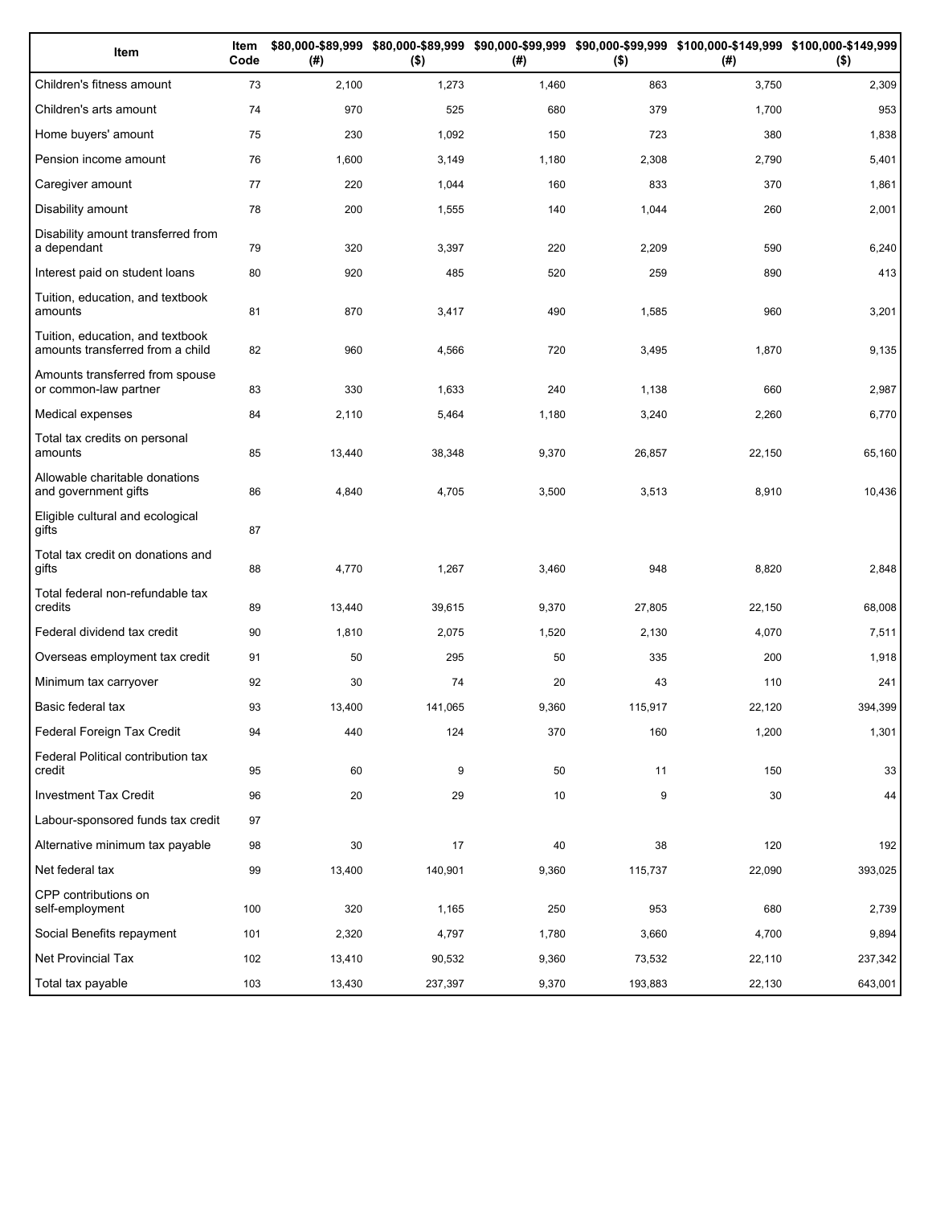| Item | Item Code | $80,000-$89,999 (#) | $80,000-$89,999 ($) | $90,000-$99,999 (#) | $90,000-$99,999 ($) | $100,000-$149,999 (#) | $100,000-$149,999 ($) |
|---|---|---|---|---|---|---|---|
| Children's fitness amount | 73 | 2,100 | 1,273 | 1,460 | 863 | 3,750 | 2,309 |
| Children's arts amount | 74 | 970 | 525 | 680 | 379 | 1,700 | 953 |
| Home buyers' amount | 75 | 230 | 1,092 | 150 | 723 | 380 | 1,838 |
| Pension income amount | 76 | 1,600 | 3,149 | 1,180 | 2,308 | 2,790 | 5,401 |
| Caregiver amount | 77 | 220 | 1,044 | 160 | 833 | 370 | 1,861 |
| Disability amount | 78 | 200 | 1,555 | 140 | 1,044 | 260 | 2,001 |
| Disability amount transferred from a dependant | 79 | 320 | 3,397 | 220 | 2,209 | 590 | 6,240 |
| Interest paid on student loans | 80 | 920 | 485 | 520 | 259 | 890 | 413 |
| Tuition, education, and textbook amounts | 81 | 870 | 3,417 | 490 | 1,585 | 960 | 3,201 |
| Tuition, education, and textbook amounts transferred from a child | 82 | 960 | 4,566 | 720 | 3,495 | 1,870 | 9,135 |
| Amounts transferred from spouse or common-law partner | 83 | 330 | 1,633 | 240 | 1,138 | 660 | 2,987 |
| Medical expenses | 84 | 2,110 | 5,464 | 1,180 | 3,240 | 2,260 | 6,770 |
| Total tax credits on personal amounts | 85 | 13,440 | 38,348 | 9,370 | 26,857 | 22,150 | 65,160 |
| Allowable charitable donations and government gifts | 86 | 4,840 | 4,705 | 3,500 | 3,513 | 8,910 | 10,436 |
| Eligible cultural and ecological gifts | 87 | | | | | | |
| Total tax credit on donations and gifts | 88 | 4,770 | 1,267 | 3,460 | 948 | 8,820 | 2,848 |
| Total federal non-refundable tax credits | 89 | 13,440 | 39,615 | 9,370 | 27,805 | 22,150 | 68,008 |
| Federal dividend tax credit | 90 | 1,810 | 2,075 | 1,520 | 2,130 | 4,070 | 7,511 |
| Overseas employment tax credit | 91 | 50 | 295 | 50 | 335 | 200 | 1,918 |
| Minimum tax carryover | 92 | 30 | 74 | 20 | 43 | 110 | 241 |
| Basic federal tax | 93 | 13,400 | 141,065 | 9,360 | 115,917 | 22,120 | 394,399 |
| Federal Foreign Tax Credit | 94 | 440 | 124 | 370 | 160 | 1,200 | 1,301 |
| Federal Political contribution tax credit | 95 | 60 | 9 | 50 | 11 | 150 | 33 |
| Investment Tax Credit | 96 | 20 | 29 | 10 | 9 | 30 | 44 |
| Labour-sponsored funds tax credit | 97 | | | | | | |
| Alternative minimum tax payable | 98 | 30 | 17 | 40 | 38 | 120 | 192 |
| Net federal tax | 99 | 13,400 | 140,901 | 9,360 | 115,737 | 22,090 | 393,025 |
| CPP contributions on self-employment | 100 | 320 | 1,165 | 250 | 953 | 680 | 2,739 |
| Social Benefits repayment | 101 | 2,320 | 4,797 | 1,780 | 3,660 | 4,700 | 9,894 |
| Net Provincial Tax | 102 | 13,410 | 90,532 | 9,360 | 73,532 | 22,110 | 237,342 |
| Total tax payable | 103 | 13,430 | 237,397 | 9,370 | 193,883 | 22,130 | 643,001 |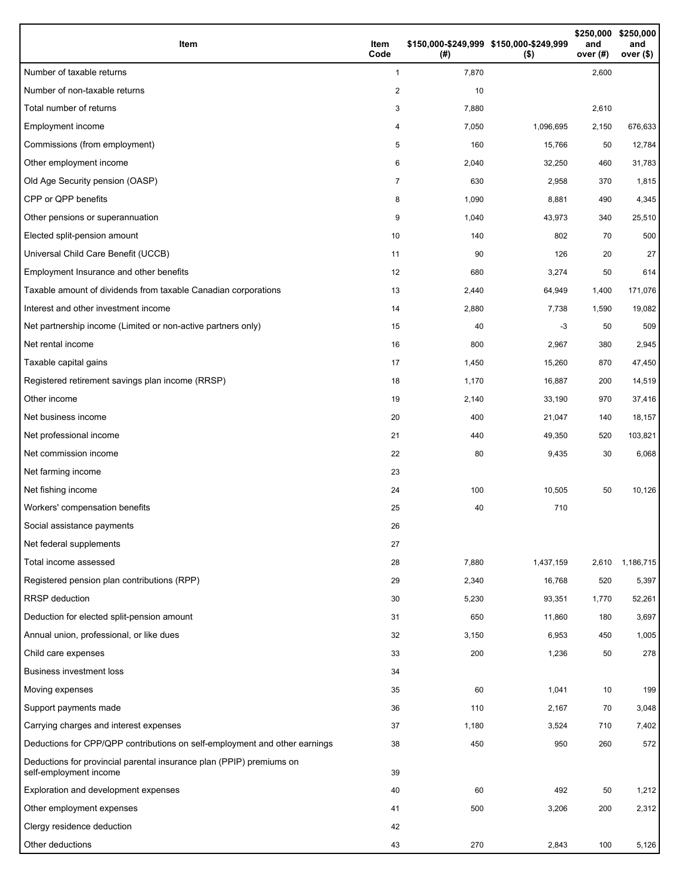| Item | Item Code | $150,000-$249,999 (#) | $150,000-$249,999 ($) | $250,000 and over (#) | $250,000 and over ($) |
|---|---|---|---|---|---|
| Number of taxable returns | 1 | 7,870 | | 2,600 | |
| Number of non-taxable returns | 2 | 10 | | | |
| Total number of returns | 3 | 7,880 | | 2,610 | |
| Employment income | 4 | 7,050 | 1,096,695 | 2,150 | 676,633 |
| Commissions (from employment) | 5 | 160 | 15,766 | 50 | 12,784 |
| Other employment income | 6 | 2,040 | 32,250 | 460 | 31,783 |
| Old Age Security pension (OASP) | 7 | 630 | 2,958 | 370 | 1,815 |
| CPP or QPP benefits | 8 | 1,090 | 8,881 | 490 | 4,345 |
| Other pensions or superannuation | 9 | 1,040 | 43,973 | 340 | 25,510 |
| Elected split-pension amount | 10 | 140 | 802 | 70 | 500 |
| Universal Child Care Benefit (UCCB) | 11 | 90 | 126 | 20 | 27 |
| Employment Insurance and other benefits | 12 | 680 | 3,274 | 50 | 614 |
| Taxable amount of dividends from taxable Canadian corporations | 13 | 2,440 | 64,949 | 1,400 | 171,076 |
| Interest and other investment income | 14 | 2,880 | 7,738 | 1,590 | 19,082 |
| Net partnership income (Limited or non-active partners only) | 15 | 40 | -3 | 50 | 509 |
| Net rental income | 16 | 800 | 2,967 | 380 | 2,945 |
| Taxable capital gains | 17 | 1,450 | 15,260 | 870 | 47,450 |
| Registered retirement savings plan income (RRSP) | 18 | 1,170 | 16,887 | 200 | 14,519 |
| Other income | 19 | 2,140 | 33,190 | 970 | 37,416 |
| Net business income | 20 | 400 | 21,047 | 140 | 18,157 |
| Net professional income | 21 | 440 | 49,350 | 520 | 103,821 |
| Net commission income | 22 | 80 | 9,435 | 30 | 6,068 |
| Net farming income | 23 | | | | |
| Net fishing income | 24 | 100 | 10,505 | 50 | 10,126 |
| Workers' compensation benefits | 25 | 40 | 710 | | |
| Social assistance payments | 26 | | | | |
| Net federal supplements | 27 | | | | |
| Total income assessed | 28 | 7,880 | 1,437,159 | 2,610 | 1,186,715 |
| Registered pension plan contributions (RPP) | 29 | 2,340 | 16,768 | 520 | 5,397 |
| RRSP deduction | 30 | 5,230 | 93,351 | 1,770 | 52,261 |
| Deduction for elected split-pension amount | 31 | 650 | 11,860 | 180 | 3,697 |
| Annual union, professional, or like dues | 32 | 3,150 | 6,953 | 450 | 1,005 |
| Child care expenses | 33 | 200 | 1,236 | 50 | 278 |
| Business investment loss | 34 | | | | |
| Moving expenses | 35 | 60 | 1,041 | 10 | 199 |
| Support payments made | 36 | 110 | 2,167 | 70 | 3,048 |
| Carrying charges and interest expenses | 37 | 1,180 | 3,524 | 710 | 7,402 |
| Deductions for CPP/QPP contributions on self-employment and other earnings | 38 | 450 | 950 | 260 | 572 |
| Deductions for provincial parental insurance plan (PPIP) premiums on self-employment income | 39 | | | | |
| Exploration and development expenses | 40 | 60 | 492 | 50 | 1,212 |
| Other employment expenses | 41 | 500 | 3,206 | 200 | 2,312 |
| Clergy residence deduction | 42 | | | | |
| Other deductions | 43 | 270 | 2,843 | 100 | 5,126 |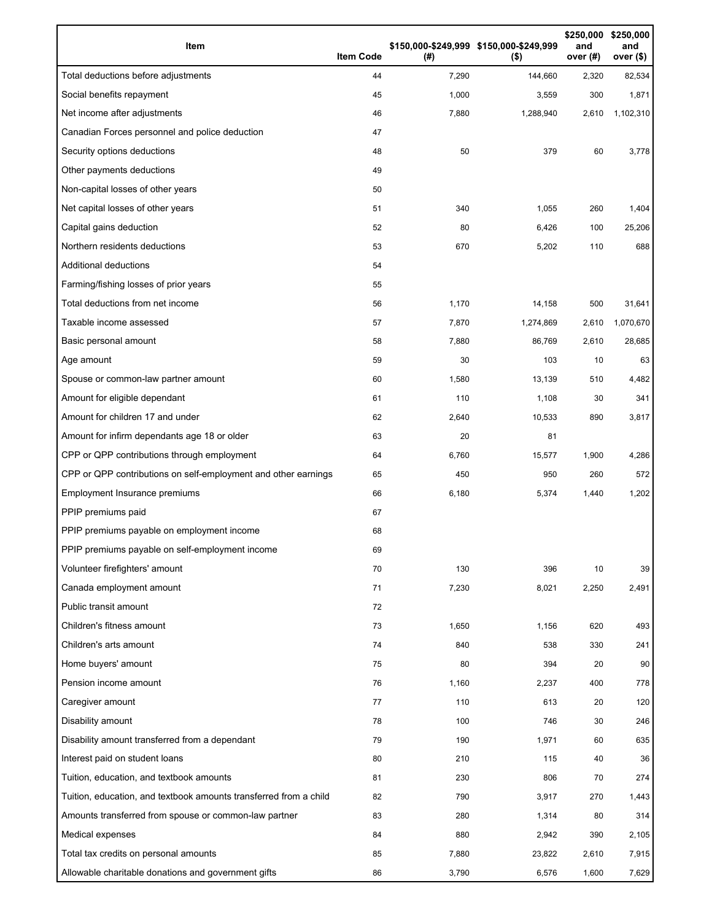| Item | Item Code | $150,000-$249,999 (#) | $150,000-$249,999 ($) | $250,000 and over (#) | $250,000 and over ($) |
| --- | --- | --- | --- | --- | --- |
| Total deductions before adjustments | 44 | 7,290 | 144,660 | 2,320 | 82,534 |
| Social benefits repayment | 45 | 1,000 | 3,559 | 300 | 1,871 |
| Net income after adjustments | 46 | 7,880 | 1,288,940 | 2,610 | 1,102,310 |
| Canadian Forces personnel and police deduction | 47 | | | | |
| Security options deductions | 48 | 50 | 379 | 60 | 3,778 |
| Other payments deductions | 49 | | | | |
| Non-capital losses of other years | 50 | | | | |
| Net capital losses of other years | 51 | 340 | 1,055 | 260 | 1,404 |
| Capital gains deduction | 52 | 80 | 6,426 | 100 | 25,206 |
| Northern residents deductions | 53 | 670 | 5,202 | 110 | 688 |
| Additional deductions | 54 | | | | |
| Farming/fishing losses of prior years | 55 | | | | |
| Total deductions from net income | 56 | 1,170 | 14,158 | 500 | 31,641 |
| Taxable income assessed | 57 | 7,870 | 1,274,869 | 2,610 | 1,070,670 |
| Basic personal amount | 58 | 7,880 | 86,769 | 2,610 | 28,685 |
| Age amount | 59 | 30 | 103 | 10 | 63 |
| Spouse or common-law partner amount | 60 | 1,580 | 13,139 | 510 | 4,482 |
| Amount for eligible dependant | 61 | 110 | 1,108 | 30 | 341 |
| Amount for children 17 and under | 62 | 2,640 | 10,533 | 890 | 3,817 |
| Amount for infirm dependants age 18 or older | 63 | 20 | 81 | | |
| CPP or QPP contributions through employment | 64 | 6,760 | 15,577 | 1,900 | 4,286 |
| CPP or QPP contributions on self-employment and other earnings | 65 | 450 | 950 | 260 | 572 |
| Employment Insurance premiums | 66 | 6,180 | 5,374 | 1,440 | 1,202 |
| PPIP premiums paid | 67 | | | | |
| PPIP premiums payable on employment income | 68 | | | | |
| PPIP premiums payable on self-employment income | 69 | | | | |
| Volunteer firefighters' amount | 70 | 130 | 396 | 10 | 39 |
| Canada employment amount | 71 | 7,230 | 8,021 | 2,250 | 2,491 |
| Public transit amount | 72 | | | | |
| Children's fitness amount | 73 | 1,650 | 1,156 | 620 | 493 |
| Children's arts amount | 74 | 840 | 538 | 330 | 241 |
| Home buyers' amount | 75 | 80 | 394 | 20 | 90 |
| Pension income amount | 76 | 1,160 | 2,237 | 400 | 778 |
| Caregiver amount | 77 | 110 | 613 | 20 | 120 |
| Disability amount | 78 | 100 | 746 | 30 | 246 |
| Disability amount transferred from a dependant | 79 | 190 | 1,971 | 60 | 635 |
| Interest paid on student loans | 80 | 210 | 115 | 40 | 36 |
| Tuition, education, and textbook amounts | 81 | 230 | 806 | 70 | 274 |
| Tuition, education, and textbook amounts transferred from a child | 82 | 790 | 3,917 | 270 | 1,443 |
| Amounts transferred from spouse or common-law partner | 83 | 280 | 1,314 | 80 | 314 |
| Medical expenses | 84 | 880 | 2,942 | 390 | 2,105 |
| Total tax credits on personal amounts | 85 | 7,880 | 23,822 | 2,610 | 7,915 |
| Allowable charitable donations and government gifts | 86 | 3,790 | 6,576 | 1,600 | 7,629 |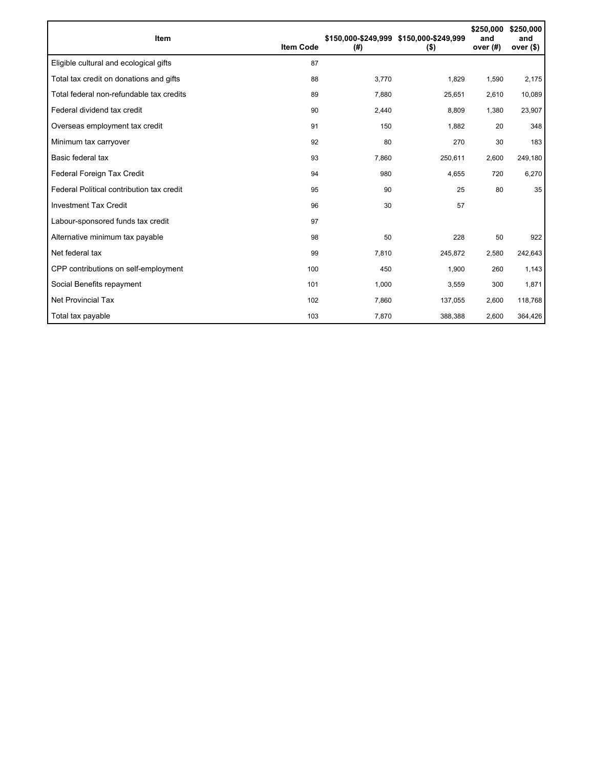| Item | Item Code | $150,000-$249,999 (#) | $150,000-$249,999 ($) | $250,000 and over (#) | $250,000 and over ($) |
|---|---|---|---|---|---|
| Eligible cultural and ecological gifts | 87 | | | | |
| Total tax credit on donations and gifts | 88 | 3,770 | 1,829 | 1,590 | 2,175 |
| Total federal non-refundable tax credits | 89 | 7,880 | 25,651 | 2,610 | 10,089 |
| Federal dividend tax credit | 90 | 2,440 | 8,809 | 1,380 | 23,907 |
| Overseas employment tax credit | 91 | 150 | 1,882 | 20 | 348 |
| Minimum tax carryover | 92 | 80 | 270 | 30 | 183 |
| Basic federal tax | 93 | 7,860 | 250,611 | 2,600 | 249,180 |
| Federal Foreign Tax Credit | 94 | 980 | 4,655 | 720 | 6,270 |
| Federal Political contribution tax credit | 95 | 90 | 25 | 80 | 35 |
| Investment Tax Credit | 96 | 30 | 57 | | |
| Labour-sponsored funds tax credit | 97 | | | | |
| Alternative minimum tax payable | 98 | 50 | 228 | 50 | 922 |
| Net federal tax | 99 | 7,810 | 245,872 | 2,580 | 242,643 |
| CPP contributions on self-employment | 100 | 450 | 1,900 | 260 | 1,143 |
| Social Benefits repayment | 101 | 1,000 | 3,559 | 300 | 1,871 |
| Net Provincial Tax | 102 | 7,860 | 137,055 | 2,600 | 118,768 |
| Total tax payable | 103 | 7,870 | 388,388 | 2,600 | 364,426 |